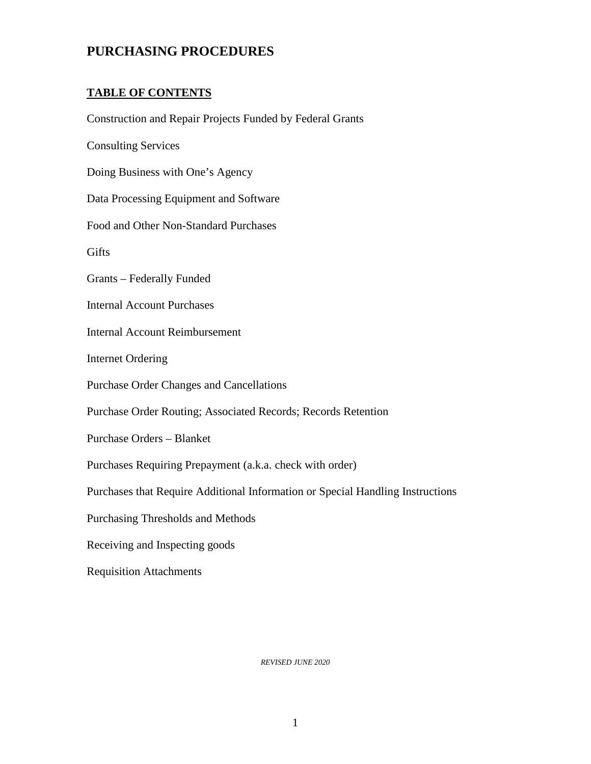# PURCHASING PROCEDURES

## TABLE OF CONTENTS

Construction and Repair Projects Funded by Federal Grants

Consulting Services

Doing Business with One's Agency

Data Processing Equipment and Software

Food and Other Non-Standard Purchases

Gifts

Grants – Federally Funded

Internal Account Purchases

Internal Account Reimbursement

Internet Ordering

Purchase Order Changes and Cancellations

Purchase Order Routing; Associated Records; Records Retention

Purchase Orders – Blanket

Purchases Requiring Prepayment (a.k.a. check with order)

Purchases that Require Additional Information or Special Handling Instructions

Purchasing Thresholds and Methods

Receiving and Inspecting goods

Requisition Attachments

*REVISED JUNE 2020*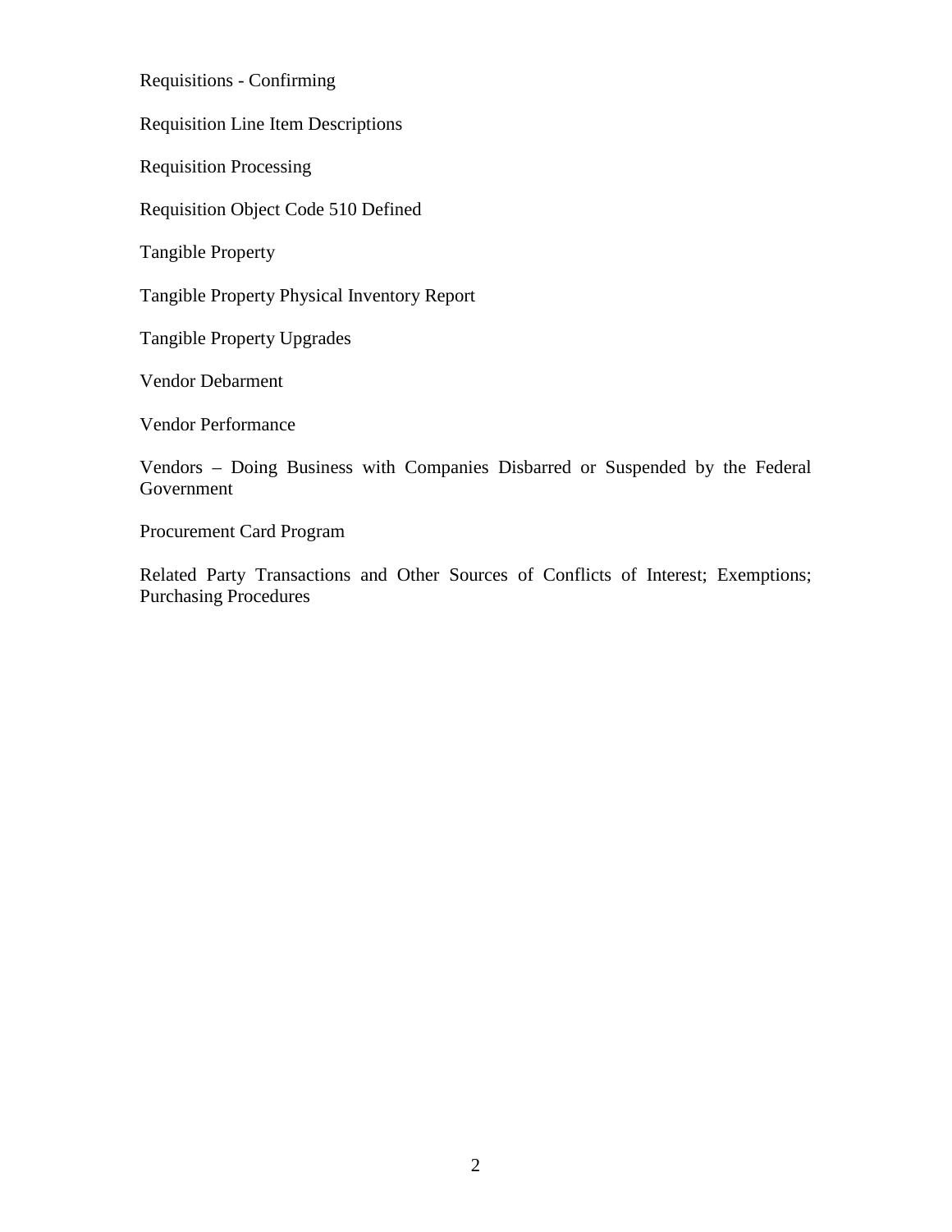Requisitions - Confirming

Requisition Line Item Descriptions

Requisition Processing

Requisition Object Code 510 Defined

Tangible Property

Tangible Property Physical Inventory Report

Tangible Property Upgrades

Vendor Debarment

Vendor Performance

Vendors – Doing Business with Companies Disbarred or Suspended by the Federal Government

Procurement Card Program

Related Party Transactions and Other Sources of Conflicts of Interest; Exemptions; Purchasing Procedures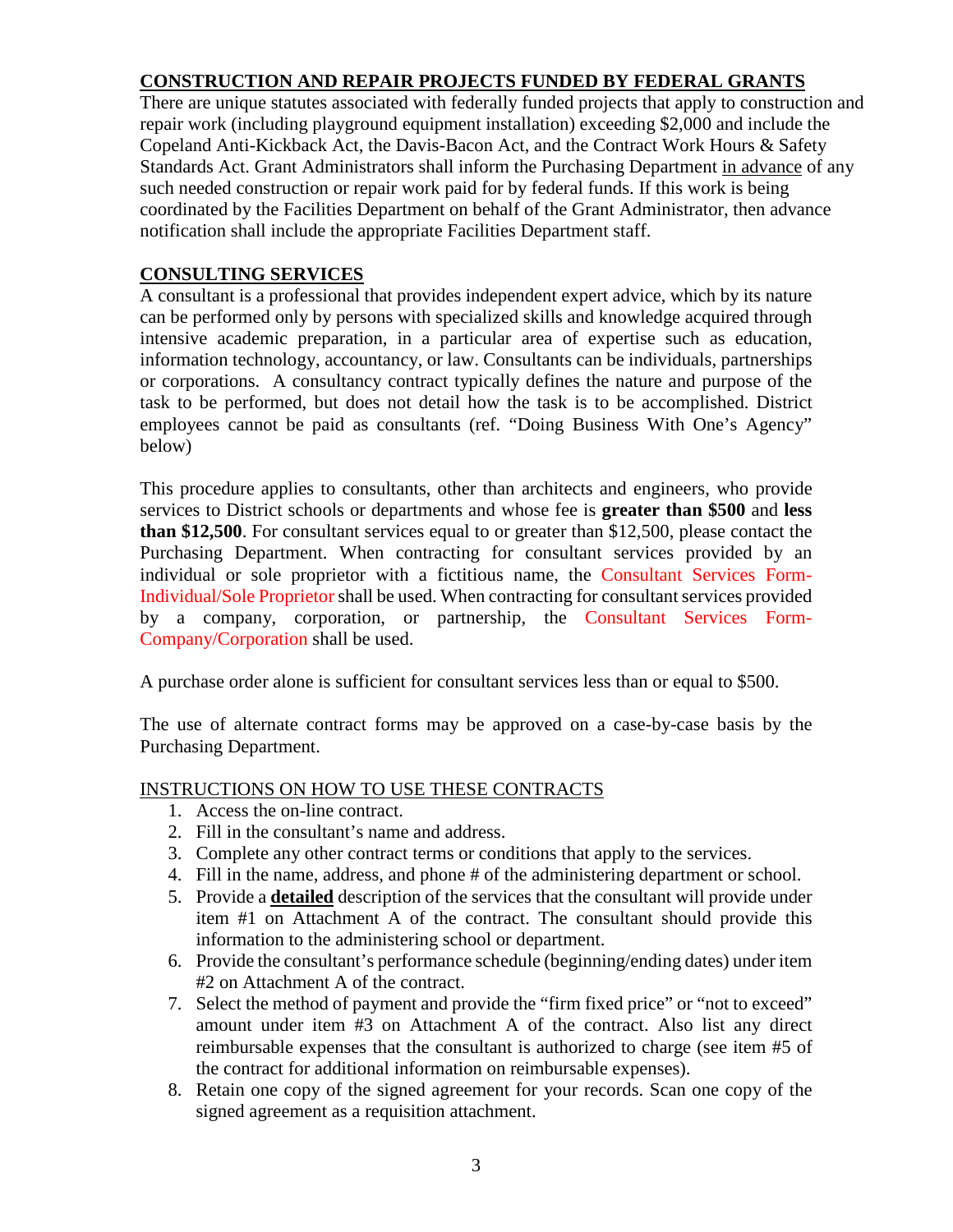## CONSTRUCTION AND REPAIR PROJECTS FUNDED BY FEDERAL GRANTS

There are unique statutes associated with federally funded projects that apply to construction and repair work (including playground equipment installation) exceeding $2,000 and include the Copeland Anti-Kickback Act, the Davis-Bacon Act, and the Contract Work Hours & Safety Standards Act. Grant Administrators shall inform the Purchasing Department in advance of any such needed construction or repair work paid for by federal funds. If this work is being coordinated by the Facilities Department on behalf of the Grant Administrator, then advance notification shall include the appropriate Facilities Department staff.

## CONSULTING SERVICES

A consultant is a professional that provides independent expert advice, which by its nature can be performed only by persons with specialized skills and knowledge acquired through intensive academic preparation, in a particular area of expertise such as education, information technology, accountancy, or law. Consultants can be individuals, partnerships or corporations. A consultancy contract typically defines the nature and purpose of the task to be performed, but does not detail how the task is to be accomplished. District employees cannot be paid as consultants (ref. "Doing Business With One's Agency" below)

This procedure applies to consultants, other than architects and engineers, who provide services to District schools or departments and whose fee is **greater than $500** and **less than $12,500**. For consultant services equal to or greater than $12,500, please contact the Purchasing Department. When contracting for consultant services provided by an individual or sole proprietor with a fictitious name, the Consultant Services Form-Individual/Sole Proprietor shall be used. When contracting for consultant services provided by a company, corporation, or partnership, the Consultant Services Form-Company/Corporation shall be used.

A purchase order alone is sufficient for consultant services less than or equal to $500.

The use of alternate contract forms may be approved on a case-by-case basis by the Purchasing Department.

### INSTRUCTIONS ON HOW TO USE THESE CONTRACTS

1. Access the on-line contract.
2. Fill in the consultant's name and address.
3. Complete any other contract terms or conditions that apply to the services.
4. Fill in the name, address, and phone # of the administering department or school.
5. Provide a **detailed** description of the services that the consultant will provide under item #1 on Attachment A of the contract. The consultant should provide this information to the administering school or department.
6. Provide the consultant's performance schedule (beginning/ending dates) under item #2 on Attachment A of the contract.
7. Select the method of payment and provide the "firm fixed price" or "not to exceed" amount under item #3 on Attachment A of the contract. Also list any direct reimbursable expenses that the consultant is authorized to charge (see item #5 of the contract for additional information on reimbursable expenses).
8. Retain one copy of the signed agreement for your records. Scan one copy of the signed agreement as a requisition attachment.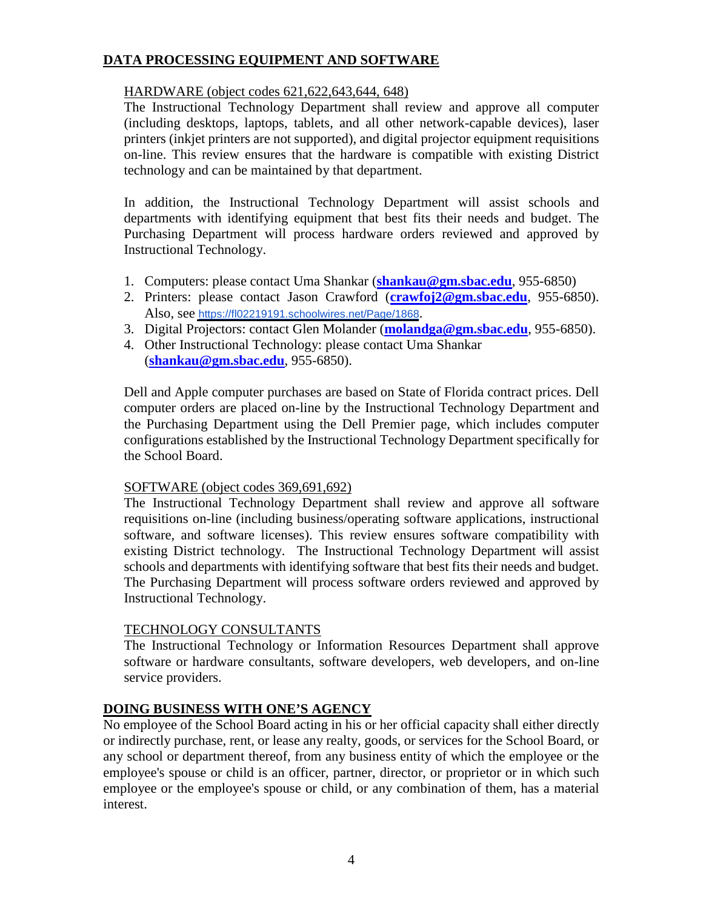## **DATA PROCESSING EQUIPMENT AND SOFTWARE**

### HARDWARE (object codes 621,622,643,644, 648)

The Instructional Technology Department shall review and approve all computer (including desktops, laptops, tablets, and all other network-capable devices), laser printers (inkjet printers are not supported), and digital projector equipment requisitions on-line. This review ensures that the hardware is compatible with existing District technology and can be maintained by that department.

In addition, the Instructional Technology Department will assist schools and departments with identifying equipment that best fits their needs and budget. The Purchasing Department will process hardware orders reviewed and approved by Instructional Technology.

1. Computers: please contact Uma Shankar (**shankau@gm.sbac.edu**, 955-6850)
2. Printers: please contact Jason Crawford (**crawfoj2@gm.sbac.edu**, 955-6850). Also, see https://fl02219191.schoolwires.net/Page/1868.
3. Digital Projectors: contact Glen Molander (**molandga@gm.sbac.edu**, 955-6850).
4. Other Instructional Technology: please contact Uma Shankar (**shankau@gm.sbac.edu**, 955-6850).

Dell and Apple computer purchases are based on State of Florida contract prices. Dell computer orders are placed on-line by the Instructional Technology Department and the Purchasing Department using the Dell Premier page, which includes computer configurations established by the Instructional Technology Department specifically for the School Board.

### SOFTWARE (object codes 369,691,692)

The Instructional Technology Department shall review and approve all software requisitions on-line (including business/operating software applications, instructional software, and software licenses). This review ensures software compatibility with existing District technology. The Instructional Technology Department will assist schools and departments with identifying software that best fits their needs and budget. The Purchasing Department will process software orders reviewed and approved by Instructional Technology.

### TECHNOLOGY CONSULTANTS

The Instructional Technology or Information Resources Department shall approve software or hardware consultants, software developers, web developers, and on-line service providers.

## **DOING BUSINESS WITH ONE'S AGENCY**

No employee of the School Board acting in his or her official capacity shall either directly or indirectly purchase, rent, or lease any realty, goods, or services for the School Board, or any school or department thereof, from any business entity of which the employee or the employee's spouse or child is an officer, partner, director, or proprietor or in which such employee or the employee's spouse or child, or any combination of them, has a material interest.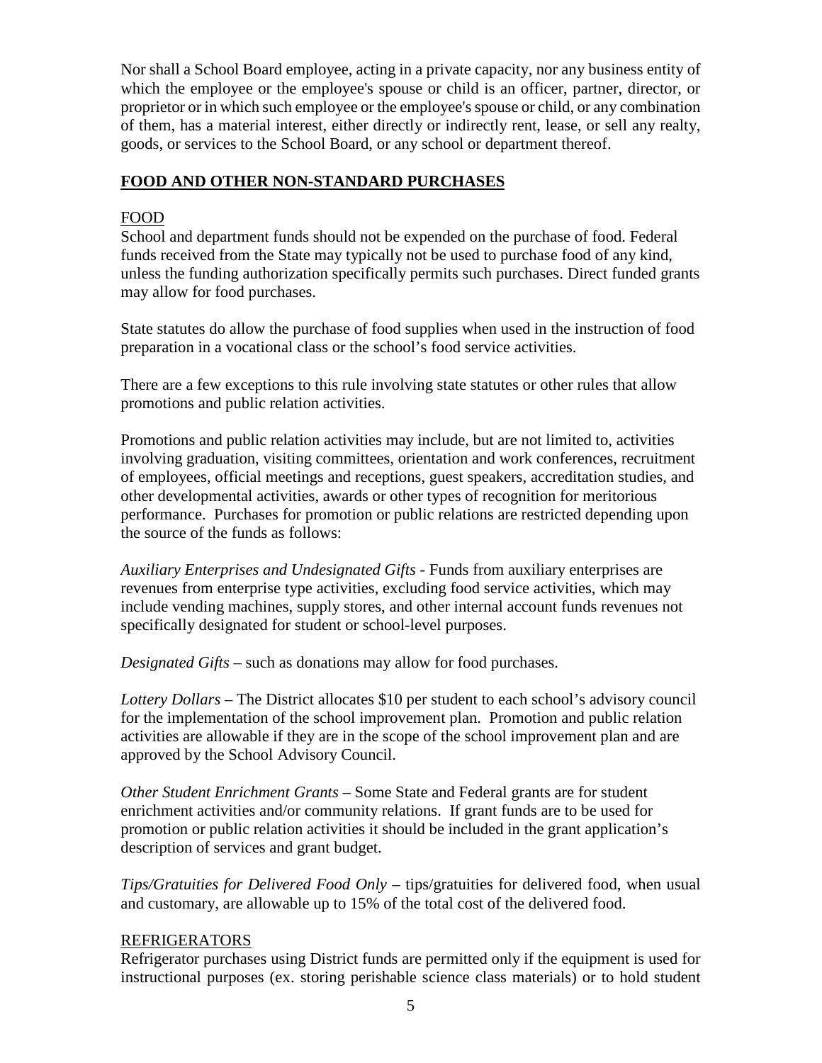Nor shall a School Board employee, acting in a private capacity, nor any business entity of which the employee or the employee's spouse or child is an officer, partner, director, or proprietor or in which such employee or the employee's spouse or child, or any combination of them, has a material interest, either directly or indirectly rent, lease, or sell any realty, goods, or services to the School Board, or any school or department thereof.

## FOOD AND OTHER NON-STANDARD PURCHASES

### FOOD

School and department funds should not be expended on the purchase of food. Federal funds received from the State may typically not be used to purchase food of any kind, unless the funding authorization specifically permits such purchases. Direct funded grants may allow for food purchases.

State statutes do allow the purchase of food supplies when used in the instruction of food preparation in a vocational class or the school's food service activities.

There are a few exceptions to this rule involving state statutes or other rules that allow promotions and public relation activities.

Promotions and public relation activities may include, but are not limited to, activities involving graduation, visiting committees, orientation and work conferences, recruitment of employees, official meetings and receptions, guest speakers, accreditation studies, and other developmental activities, awards or other types of recognition for meritorious performance. Purchases for promotion or public relations are restricted depending upon the source of the funds as follows:

*Auxiliary Enterprises and Undesignated Gifts* - Funds from auxiliary enterprises are revenues from enterprise type activities, excluding food service activities, which may include vending machines, supply stores, and other internal account funds revenues not specifically designated for student or school-level purposes.

*Designated Gifts* – such as donations may allow for food purchases.

*Lottery Dollars* – The District allocates $10 per student to each school's advisory council for the implementation of the school improvement plan. Promotion and public relation activities are allowable if they are in the scope of the school improvement plan and are approved by the School Advisory Council.

*Other Student Enrichment Grants* – Some State and Federal grants are for student enrichment activities and/or community relations. If grant funds are to be used for promotion or public relation activities it should be included in the grant application's description of services and grant budget.

*Tips/Gratuities for Delivered Food Only* – tips/gratuities for delivered food, when usual and customary, are allowable up to 15% of the total cost of the delivered food.

### REFRIGERATORS

Refrigerator purchases using District funds are permitted only if the equipment is used for instructional purposes (ex. storing perishable science class materials) or to hold student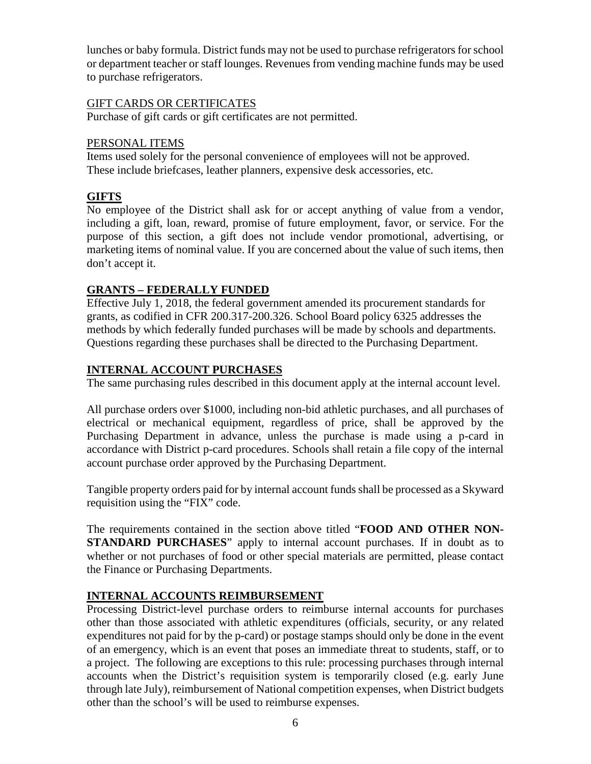lunches or baby formula. District funds may not be used to purchase refrigerators for school or department teacher or staff lounges. Revenues from vending machine funds may be used to purchase refrigerators.

GIFT CARDS OR CERTIFICATES

Purchase of gift cards or gift certificates are not permitted.

PERSONAL ITEMS

Items used solely for the personal convenience of employees will not be approved. These include briefcases, leather planners, expensive desk accessories, etc.

## GIFTS

No employee of the District shall ask for or accept anything of value from a vendor, including a gift, loan, reward, promise of future employment, favor, or service. For the purpose of this section, a gift does not include vendor promotional, advertising, or marketing items of nominal value. If you are concerned about the value of such items, then don't accept it.

## GRANTS – FEDERALLY FUNDED

Effective July 1, 2018, the federal government amended its procurement standards for grants, as codified in CFR 200.317-200.326. School Board policy 6325 addresses the methods by which federally funded purchases will be made by schools and departments. Questions regarding these purchases shall be directed to the Purchasing Department.

## INTERNAL ACCOUNT PURCHASES

The same purchasing rules described in this document apply at the internal account level.

All purchase orders over $1000, including non-bid athletic purchases, and all purchases of electrical or mechanical equipment, regardless of price, shall be approved by the Purchasing Department in advance, unless the purchase is made using a p-card in accordance with District p-card procedures. Schools shall retain a file copy of the internal account purchase order approved by the Purchasing Department.

Tangible property orders paid for by internal account funds shall be processed as a Skyward requisition using the "FIX" code.

The requirements contained in the section above titled "**FOOD AND OTHER NON-STANDARD PURCHASES**" apply to internal account purchases. If in doubt as to whether or not purchases of food or other special materials are permitted, please contact the Finance or Purchasing Departments.

## INTERNAL ACCOUNTS REIMBURSEMENT

Processing District-level purchase orders to reimburse internal accounts for purchases other than those associated with athletic expenditures (officials, security, or any related expenditures not paid for by the p-card) or postage stamps should only be done in the event of an emergency, which is an event that poses an immediate threat to students, staff, or to a project. The following are exceptions to this rule: processing purchases through internal accounts when the District's requisition system is temporarily closed (e.g. early June through late July), reimbursement of National competition expenses, when District budgets other than the school's will be used to reimburse expenses.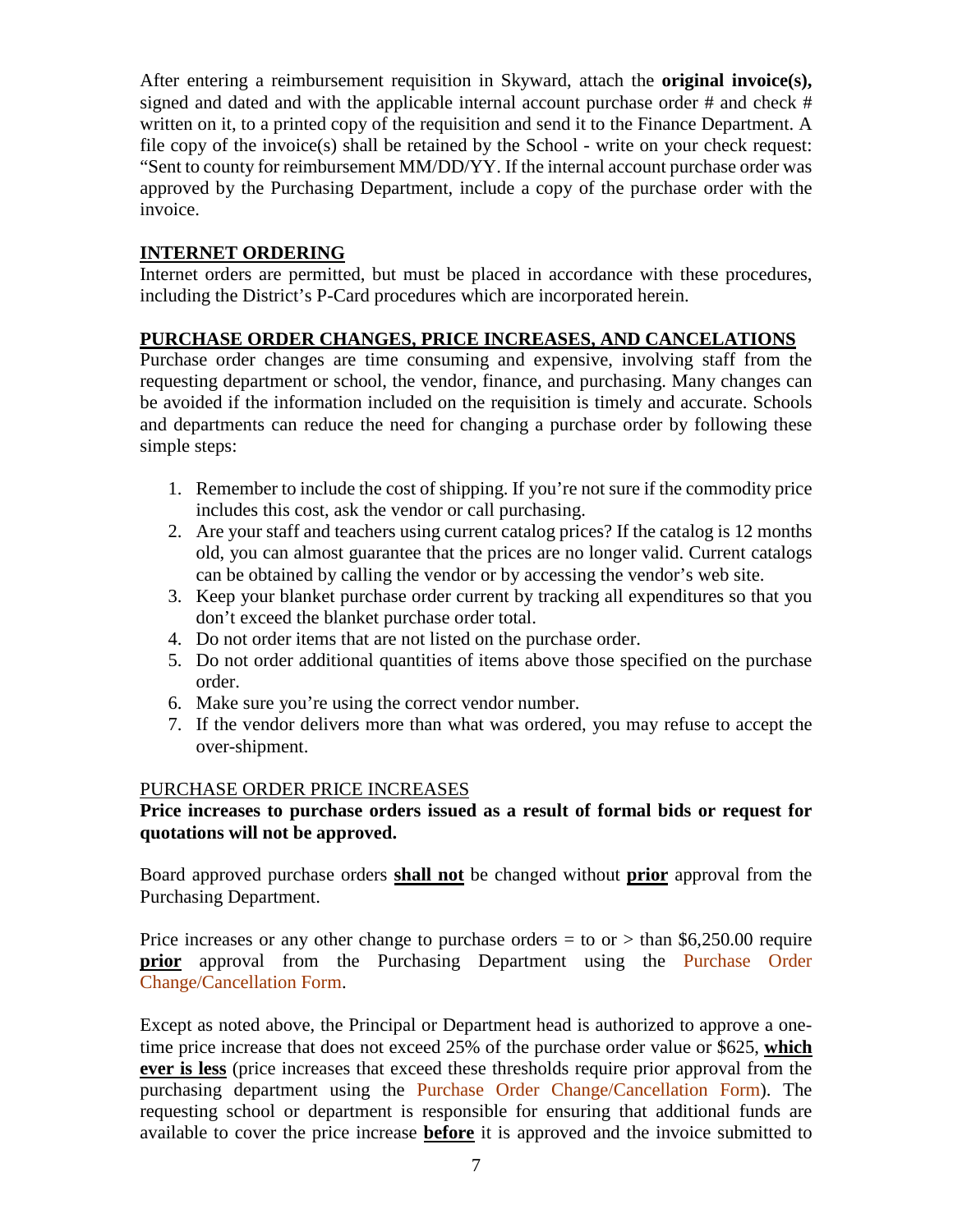After entering a reimbursement requisition in Skyward, attach the **original invoice(s),** signed and dated and with the applicable internal account purchase order # and check # written on it, to a printed copy of the requisition and send it to the Finance Department. A file copy of the invoice(s) shall be retained by the School - write on your check request: "Sent to county for reimbursement MM/DD/YY. If the internal account purchase order was approved by the Purchasing Department, include a copy of the purchase order with the invoice.

## INTERNET ORDERING

Internet orders are permitted, but must be placed in accordance with these procedures, including the District's P-Card procedures which are incorporated herein.

## PURCHASE ORDER CHANGES, PRICE INCREASES, AND CANCELATIONS

Purchase order changes are time consuming and expensive, involving staff from the requesting department or school, the vendor, finance, and purchasing. Many changes can be avoided if the information included on the requisition is timely and accurate. Schools and departments can reduce the need for changing a purchase order by following these simple steps:

1. Remember to include the cost of shipping. If you're not sure if the commodity price includes this cost, ask the vendor or call purchasing.
2. Are your staff and teachers using current catalog prices? If the catalog is 12 months old, you can almost guarantee that the prices are no longer valid. Current catalogs can be obtained by calling the vendor or by accessing the vendor's web site.
3. Keep your blanket purchase order current by tracking all expenditures so that you don't exceed the blanket purchase order total.
4. Do not order items that are not listed on the purchase order.
5. Do not order additional quantities of items above those specified on the purchase order.
6. Make sure you're using the correct vendor number.
7. If the vendor delivers more than what was ordered, you may refuse to accept the over-shipment.

### PURCHASE ORDER PRICE INCREASES

**Price increases to purchase orders issued as a result of formal bids or request for quotations will not be approved.**

Board approved purchase orders **shall not** be changed without **prior** approval from the Purchasing Department.

Price increases or any other change to purchase orders = to or > than $6,250.00 require **prior** approval from the Purchasing Department using the Purchase Order Change/Cancellation Form.

Except as noted above, the Principal or Department head is authorized to approve a one-time price increase that does not exceed 25% of the purchase order value or $625, **which ever is less** (price increases that exceed these thresholds require prior approval from the purchasing department using the Purchase Order Change/Cancellation Form). The requesting school or department is responsible for ensuring that additional funds are available to cover the price increase **before** it is approved and the invoice submitted to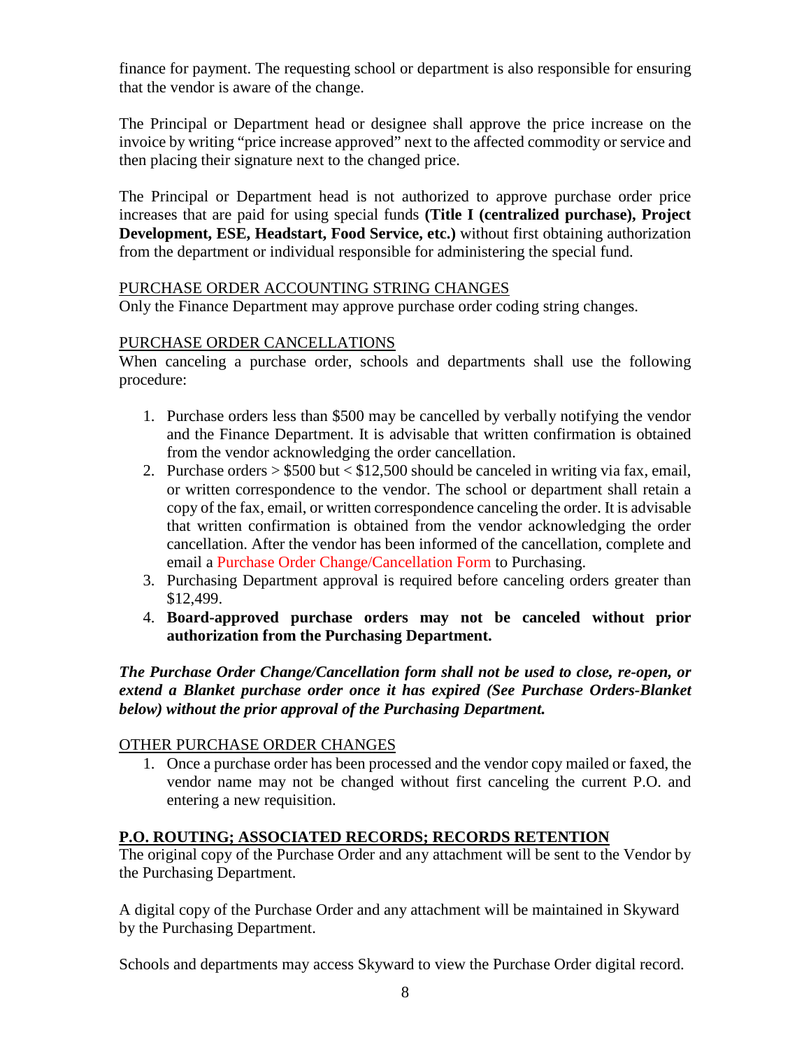finance for payment. The requesting school or department is also responsible for ensuring that the vendor is aware of the change.

The Principal or Department head or designee shall approve the price increase on the invoice by writing "price increase approved" next to the affected commodity or service and then placing their signature next to the changed price.

The Principal or Department head is not authorized to approve purchase order price increases that are paid for using special funds **(Title I (centralized purchase), Project Development, ESE, Headstart, Food Service, etc.)** without first obtaining authorization from the department or individual responsible for administering the special fund.

PURCHASE ORDER ACCOUNTING STRING CHANGES

Only the Finance Department may approve purchase order coding string changes.

PURCHASE ORDER CANCELLATIONS

When canceling a purchase order, schools and departments shall use the following procedure:

1. Purchase orders less than $500 may be cancelled by verbally notifying the vendor and the Finance Department. It is advisable that written confirmation is obtained from the vendor acknowledging the order cancellation.
2. Purchase orders > $500 but < $12,500 should be canceled in writing via fax, email, or written correspondence to the vendor. The school or department shall retain a copy of the fax, email, or written correspondence canceling the order. It is advisable that written confirmation is obtained from the vendor acknowledging the order cancellation. After the vendor has been informed of the cancellation, complete and email a Purchase Order Change/Cancellation Form to Purchasing.
3. Purchasing Department approval is required before canceling orders greater than $12,499.
4. **Board-approved purchase orders may not be canceled without prior authorization from the Purchasing Department.**

***The Purchase Order Change/Cancellation form shall not be used to close, re-open, or extend a Blanket purchase order once it has expired (See Purchase Orders-Blanket below) without the prior approval of the Purchasing Department.***

OTHER PURCHASE ORDER CHANGES

1. Once a purchase order has been processed and the vendor copy mailed or faxed, the vendor name may not be changed without first canceling the current P.O. and entering a new requisition.

**P.O. ROUTING; ASSOCIATED RECORDS; RECORDS RETENTION**

The original copy of the Purchase Order and any attachment will be sent to the Vendor by the Purchasing Department.

A digital copy of the Purchase Order and any attachment will be maintained in Skyward by the Purchasing Department.

Schools and departments may access Skyward to view the Purchase Order digital record.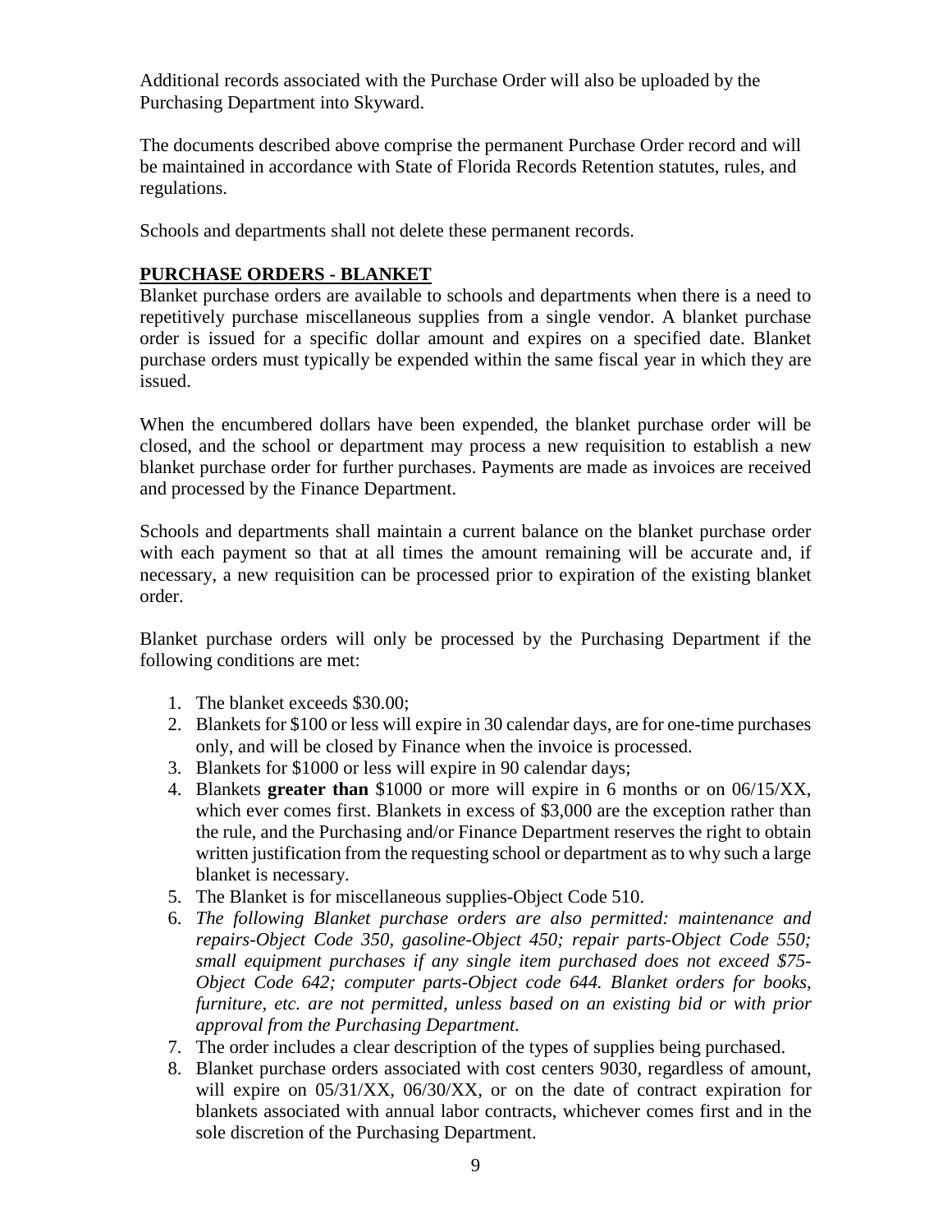Additional records associated with the Purchase Order will also be uploaded by the Purchasing Department into Skyward.

The documents described above comprise the permanent Purchase Order record and will be maintained in accordance with State of Florida Records Retention statutes, rules, and regulations.

Schools and departments shall not delete these permanent records.

## **PURCHASE ORDERS - BLANKET**

Blanket purchase orders are available to schools and departments when there is a need to repetitively purchase miscellaneous supplies from a single vendor. A blanket purchase order is issued for a specific dollar amount and expires on a specified date. Blanket purchase orders must typically be expended within the same fiscal year in which they are issued.

When the encumbered dollars have been expended, the blanket purchase order will be closed, and the school or department may process a new requisition to establish a new blanket purchase order for further purchases. Payments are made as invoices are received and processed by the Finance Department.

Schools and departments shall maintain a current balance on the blanket purchase order with each payment so that at all times the amount remaining will be accurate and, if necessary, a new requisition can be processed prior to expiration of the existing blanket order.

Blanket purchase orders will only be processed by the Purchasing Department if the following conditions are met:

1. The blanket exceeds $30.00;
2. Blankets for $100 or less will expire in 30 calendar days, are for one-time purchases only, and will be closed by Finance when the invoice is processed.
3. Blankets for $1000 or less will expire in 90 calendar days;
4. Blankets **greater than** $1000 or more will expire in 6 months or on 06/15/XX, which ever comes first. Blankets in excess of $3,000 are the exception rather than the rule, and the Purchasing and/or Finance Department reserves the right to obtain written justification from the requesting school or department as to why such a large blanket is necessary.
5. The Blanket is for miscellaneous supplies-Object Code 510.
6. *The following Blanket purchase orders are also permitted: maintenance and repairs-Object Code 350, gasoline-Object 450; repair parts-Object Code 550; small equipment purchases if any single item purchased does not exceed $75-Object Code 642; computer parts-Object code 644. Blanket orders for books, furniture, etc. are not permitted, unless based on an existing bid or with prior approval from the Purchasing Department.*
7. The order includes a clear description of the types of supplies being purchased.
8. Blanket purchase orders associated with cost centers 9030, regardless of amount, will expire on 05/31/XX, 06/30/XX, or on the date of contract expiration for blankets associated with annual labor contracts, whichever comes first and in the sole discretion of the Purchasing Department.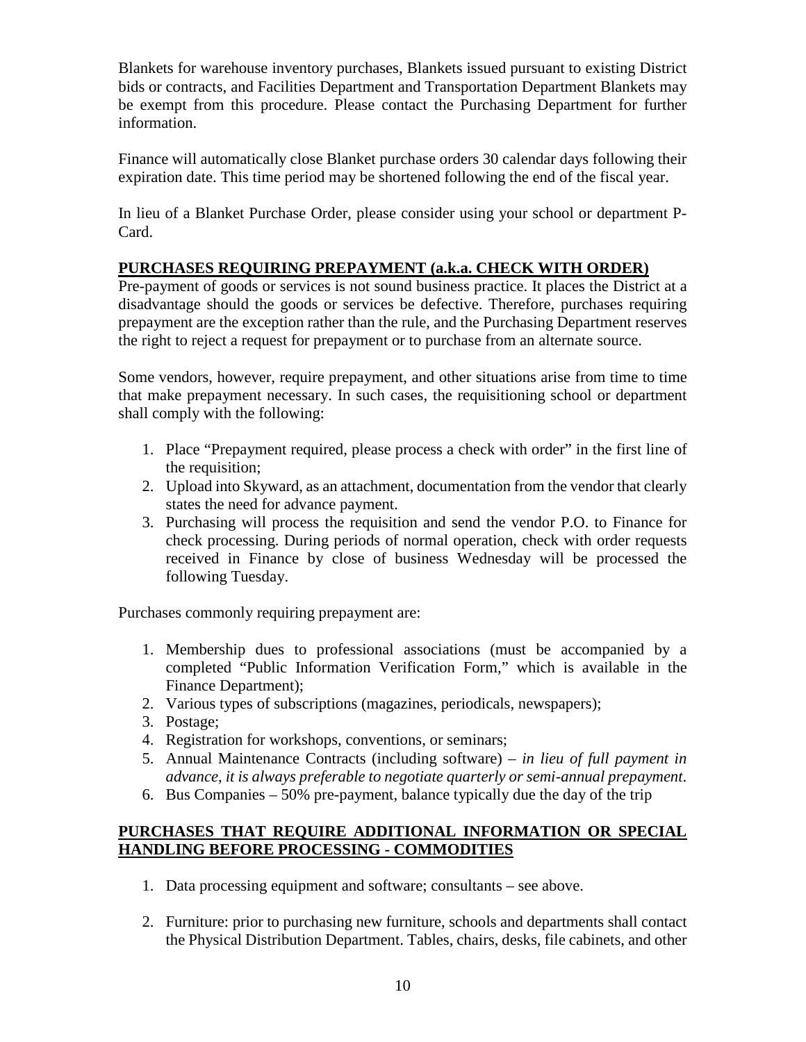Blankets for warehouse inventory purchases, Blankets issued pursuant to existing District bids or contracts, and Facilities Department and Transportation Department Blankets may be exempt from this procedure. Please contact the Purchasing Department for further information.

Finance will automatically close Blanket purchase orders 30 calendar days following their expiration date. This time period may be shortened following the end of the fiscal year.

In lieu of a Blanket Purchase Order, please consider using your school or department P-Card.

## PURCHASES REQUIRING PREPAYMENT (a.k.a. CHECK WITH ORDER)

Pre-payment of goods or services is not sound business practice. It places the District at a disadvantage should the goods or services be defective. Therefore, purchases requiring prepayment are the exception rather than the rule, and the Purchasing Department reserves the right to reject a request for prepayment or to purchase from an alternate source.

Some vendors, however, require prepayment, and other situations arise from time to time that make prepayment necessary. In such cases, the requisitioning school or department shall comply with the following:

1. Place "Prepayment required, please process a check with order" in the first line of the requisition;
2. Upload into Skyward, as an attachment, documentation from the vendor that clearly states the need for advance payment.
3. Purchasing will process the requisition and send the vendor P.O. to Finance for check processing. During periods of normal operation, check with order requests received in Finance by close of business Wednesday will be processed the following Tuesday.

Purchases commonly requiring prepayment are:

1. Membership dues to professional associations (must be accompanied by a completed "Public Information Verification Form," which is available in the Finance Department);
2. Various types of subscriptions (magazines, periodicals, newspapers);
3. Postage;
4. Registration for workshops, conventions, or seminars;
5. Annual Maintenance Contracts (including software) – *in lieu of full payment in advance, it is always preferable to negotiate quarterly or semi-annual prepayment*.
6. Bus Companies – 50% pre-payment, balance typically due the day of the trip

## PURCHASES THAT REQUIRE ADDITIONAL INFORMATION OR SPECIAL HANDLING BEFORE PROCESSING - COMMODITIES

1. Data processing equipment and software; consultants – see above.

2. Furniture: prior to purchasing new furniture, schools and departments shall contact the Physical Distribution Department. Tables, chairs, desks, file cabinets, and other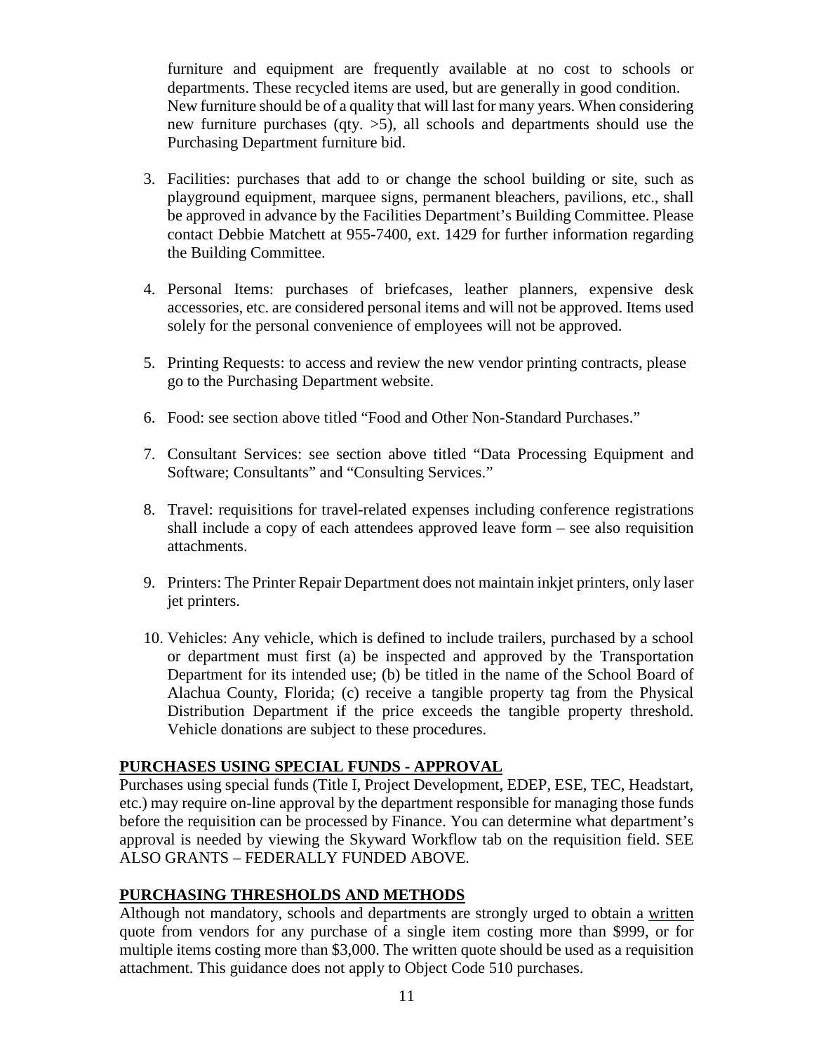furniture and equipment are frequently available at no cost to schools or departments. These recycled items are used, but are generally in good condition. New furniture should be of a quality that will last for many years. When considering new furniture purchases (qty. >5), all schools and departments should use the Purchasing Department furniture bid.

3. Facilities: purchases that add to or change the school building or site, such as playground equipment, marquee signs, permanent bleachers, pavilions, etc., shall be approved in advance by the Facilities Department's Building Committee. Please contact Debbie Matchett at 955-7400, ext. 1429 for further information regarding the Building Committee.

4. Personal Items: purchases of briefcases, leather planners, expensive desk accessories, etc. are considered personal items and will not be approved. Items used solely for the personal convenience of employees will not be approved.

5. Printing Requests: to access and review the new vendor printing contracts, please go to the Purchasing Department website.

6. Food: see section above titled "Food and Other Non-Standard Purchases."

7. Consultant Services: see section above titled "Data Processing Equipment and Software; Consultants" and "Consulting Services."

8. Travel: requisitions for travel-related expenses including conference registrations shall include a copy of each attendees approved leave form – see also requisition attachments.

9. Printers: The Printer Repair Department does not maintain inkjet printers, only laser jet printers.

10. Vehicles: Any vehicle, which is defined to include trailers, purchased by a school or department must first (a) be inspected and approved by the Transportation Department for its intended use; (b) be titled in the name of the School Board of Alachua County, Florida; (c) receive a tangible property tag from the Physical Distribution Department if the price exceeds the tangible property threshold. Vehicle donations are subject to these procedures.

## PURCHASES USING SPECIAL FUNDS - APPROVAL

Purchases using special funds (Title I, Project Development, EDEP, ESE, TEC, Headstart, etc.) may require on-line approval by the department responsible for managing those funds before the requisition can be processed by Finance. You can determine what department's approval is needed by viewing the Skyward Workflow tab on the requisition field. SEE ALSO GRANTS – FEDERALLY FUNDED ABOVE.

## PURCHASING THRESHOLDS AND METHODS

Although not mandatory, schools and departments are strongly urged to obtain a written quote from vendors for any purchase of a single item costing more than \$999, or for multiple items costing more than \$3,000. The written quote should be used as a requisition attachment. This guidance does not apply to Object Code 510 purchases.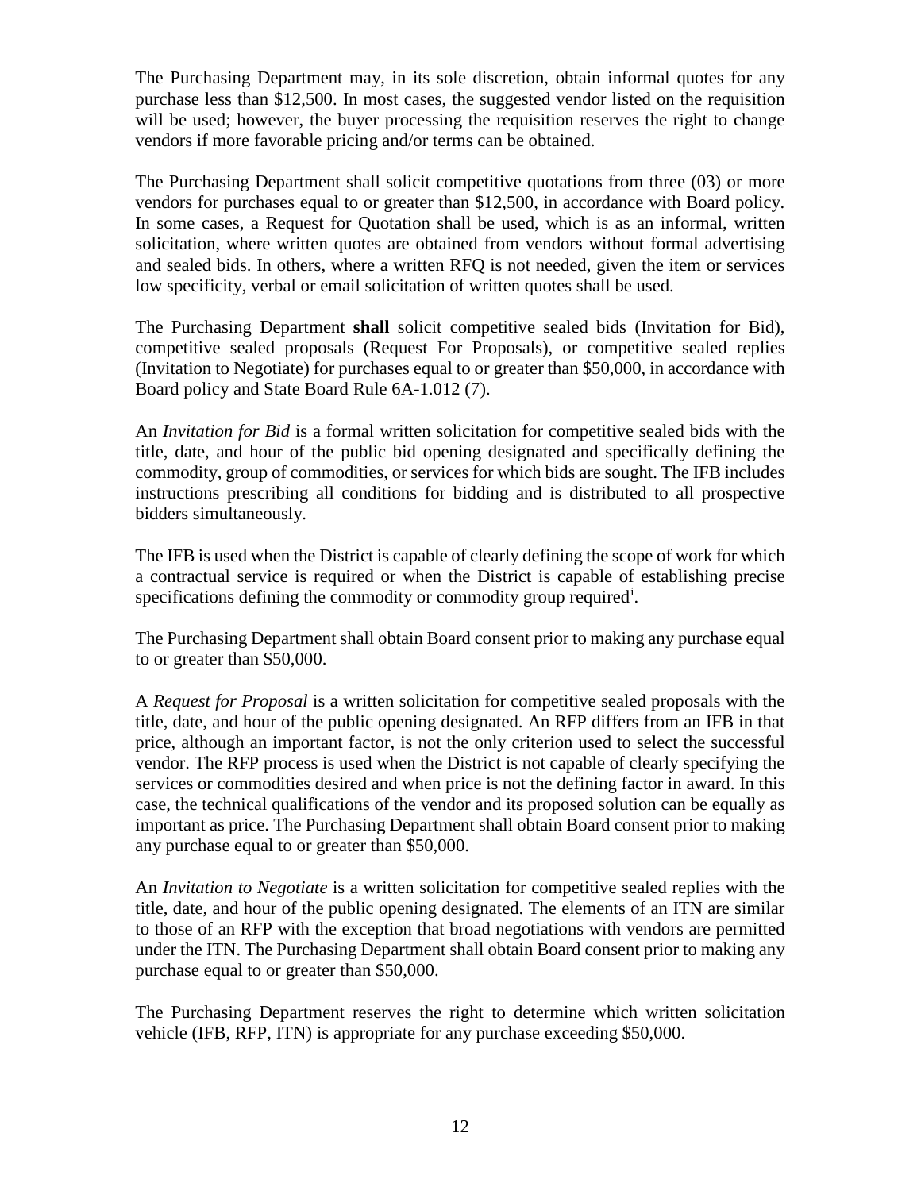The Purchasing Department may, in its sole discretion, obtain informal quotes for any purchase less than $12,500. In most cases, the suggested vendor listed on the requisition will be used; however, the buyer processing the requisition reserves the right to change vendors if more favorable pricing and/or terms can be obtained.

The Purchasing Department shall solicit competitive quotations from three (03) or more vendors for purchases equal to or greater than $12,500, in accordance with Board policy. In some cases, a Request for Quotation shall be used, which is as an informal, written solicitation, where written quotes are obtained from vendors without formal advertising and sealed bids. In others, where a written RFQ is not needed, given the item or services low specificity, verbal or email solicitation of written quotes shall be used.

The Purchasing Department **shall** solicit competitive sealed bids (Invitation for Bid), competitive sealed proposals (Request For Proposals), or competitive sealed replies (Invitation to Negotiate) for purchases equal to or greater than $50,000, in accordance with Board policy and State Board Rule 6A-1.012 (7).

An *Invitation for Bid* is a formal written solicitation for competitive sealed bids with the title, date, and hour of the public bid opening designated and specifically defining the commodity, group of commodities, or services for which bids are sought. The IFB includes instructions prescribing all conditions for bidding and is distributed to all prospective bidders simultaneously.

The IFB is used when the District is capable of clearly defining the scope of work for which a contractual service is required or when the District is capable of establishing precise specifications defining the commodity or commodity group required[i].

The Purchasing Department shall obtain Board consent prior to making any purchase equal to or greater than $50,000.

A *Request for Proposal* is a written solicitation for competitive sealed proposals with the title, date, and hour of the public opening designated. An RFP differs from an IFB in that price, although an important factor, is not the only criterion used to select the successful vendor. The RFP process is used when the District is not capable of clearly specifying the services or commodities desired and when price is not the defining factor in award. In this case, the technical qualifications of the vendor and its proposed solution can be equally as important as price. The Purchasing Department shall obtain Board consent prior to making any purchase equal to or greater than $50,000.

An *Invitation to Negotiate* is a written solicitation for competitive sealed replies with the title, date, and hour of the public opening designated. The elements of an ITN are similar to those of an RFP with the exception that broad negotiations with vendors are permitted under the ITN. The Purchasing Department shall obtain Board consent prior to making any purchase equal to or greater than $50,000.

The Purchasing Department reserves the right to determine which written solicitation vehicle (IFB, RFP, ITN) is appropriate for any purchase exceeding $50,000.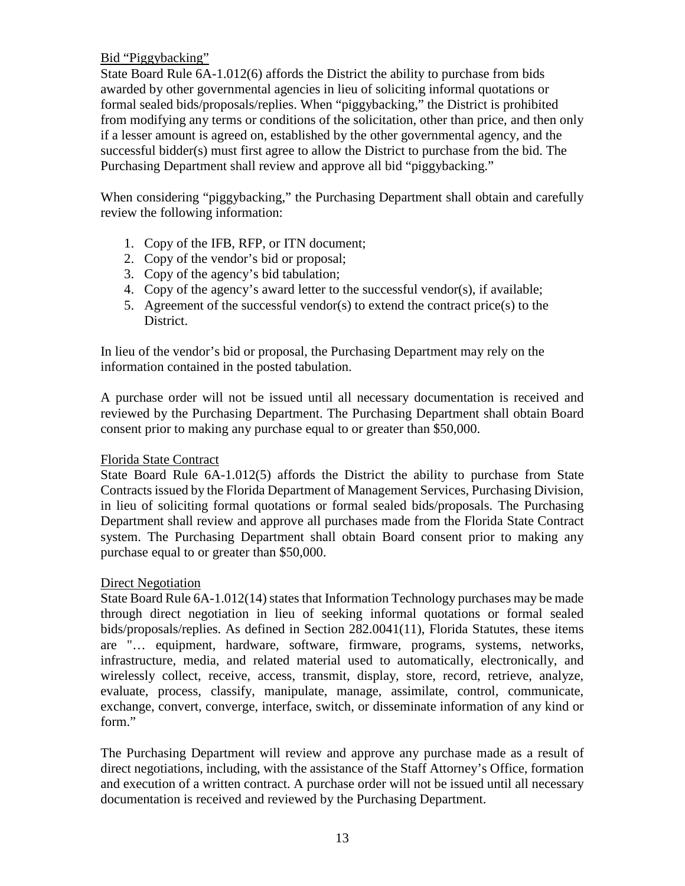<u>Bid "Piggybacking"</u>

State Board Rule 6A-1.012(6) affords the District the ability to purchase from bids awarded by other governmental agencies in lieu of soliciting informal quotations or formal sealed bids/proposals/replies. When "piggybacking," the District is prohibited from modifying any terms or conditions of the solicitation, other than price, and then only if a lesser amount is agreed on, established by the other governmental agency, and the successful bidder(s) must first agree to allow the District to purchase from the bid. The Purchasing Department shall review and approve all bid "piggybacking."

When considering "piggybacking," the Purchasing Department shall obtain and carefully review the following information:

1. Copy of the IFB, RFP, or ITN document;
2. Copy of the vendor's bid or proposal;
3. Copy of the agency's bid tabulation;
4. Copy of the agency's award letter to the successful vendor(s), if available;
5. Agreement of the successful vendor(s) to extend the contract price(s) to the District.

In lieu of the vendor's bid or proposal, the Purchasing Department may rely on the information contained in the posted tabulation.

A purchase order will not be issued until all necessary documentation is received and reviewed by the Purchasing Department. The Purchasing Department shall obtain Board consent prior to making any purchase equal to or greater than $50,000.

<u>Florida State Contract</u>

State Board Rule 6A-1.012(5) affords the District the ability to purchase from State Contracts issued by the Florida Department of Management Services, Purchasing Division, in lieu of soliciting formal quotations or formal sealed bids/proposals. The Purchasing Department shall review and approve all purchases made from the Florida State Contract system. The Purchasing Department shall obtain Board consent prior to making any purchase equal to or greater than $50,000.

<u>Direct Negotiation</u>

State Board Rule 6A-1.012(14) states that Information Technology purchases may be made through direct negotiation in lieu of seeking informal quotations or formal sealed bids/proposals/replies. As defined in Section 282.0041(11), Florida Statutes, these items are "… equipment, hardware, software, firmware, programs, systems, networks, infrastructure, media, and related material used to automatically, electronically, and wirelessly collect, receive, access, transmit, display, store, record, retrieve, analyze, evaluate, process, classify, manipulate, manage, assimilate, control, communicate, exchange, convert, converge, interface, switch, or disseminate information of any kind or form."

The Purchasing Department will review and approve any purchase made as a result of direct negotiations, including, with the assistance of the Staff Attorney's Office, formation and execution of a written contract. A purchase order will not be issued until all necessary documentation is received and reviewed by the Purchasing Department.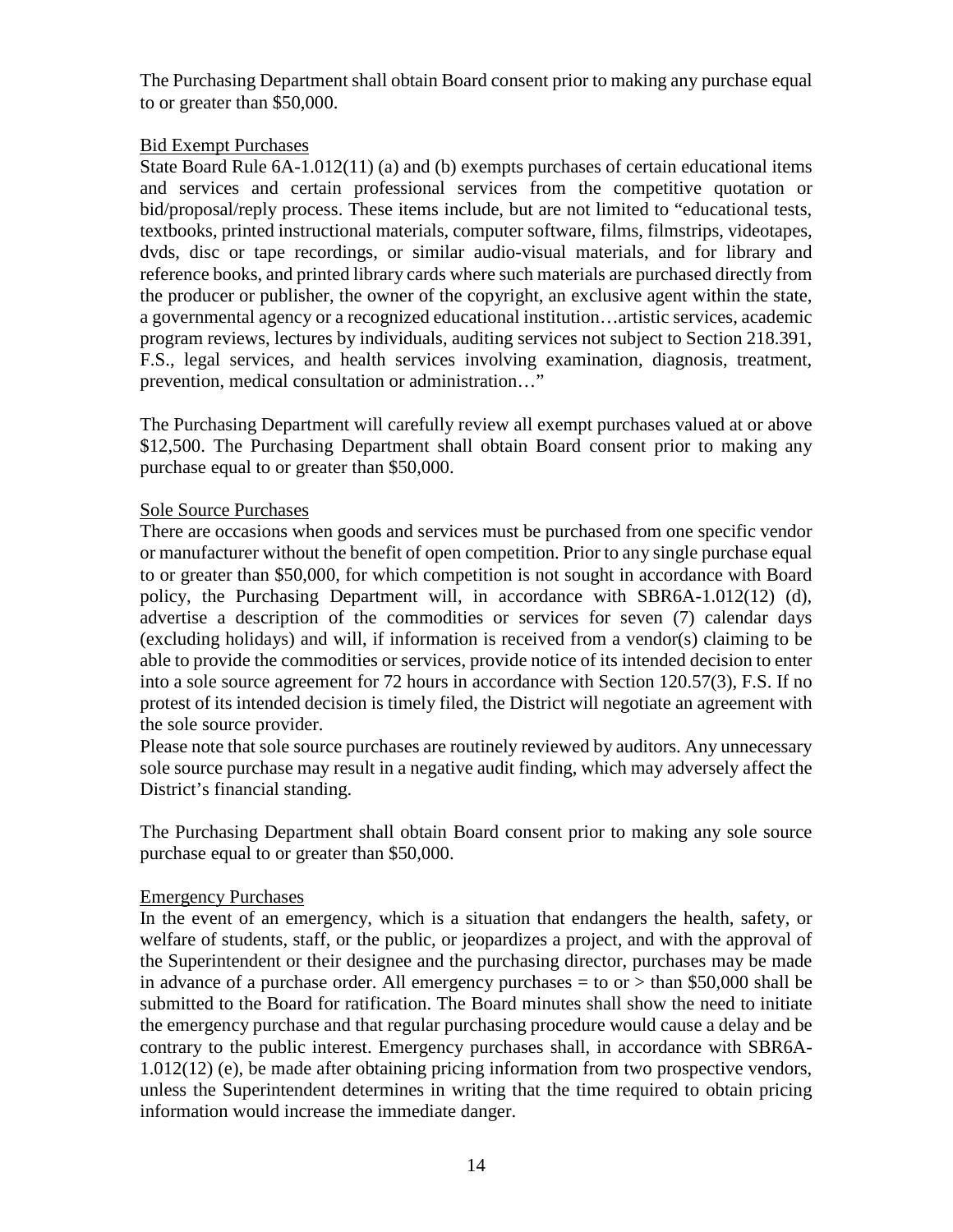The Purchasing Department shall obtain Board consent prior to making any purchase equal to or greater than $50,000.

<u>Bid Exempt Purchases</u>

State Board Rule 6A-1.012(11) (a) and (b) exempts purchases of certain educational items and services and certain professional services from the competitive quotation or bid/proposal/reply process. These items include, but are not limited to "educational tests, textbooks, printed instructional materials, computer software, films, filmstrips, videotapes, dvds, disc or tape recordings, or similar audio-visual materials, and for library and reference books, and printed library cards where such materials are purchased directly from the producer or publisher, the owner of the copyright, an exclusive agent within the state, a governmental agency or a recognized educational institution…artistic services, academic program reviews, lectures by individuals, auditing services not subject to Section 218.391, F.S., legal services, and health services involving examination, diagnosis, treatment, prevention, medical consultation or administration…"

The Purchasing Department will carefully review all exempt purchases valued at or above $12,500. The Purchasing Department shall obtain Board consent prior to making any purchase equal to or greater than $50,000.

<u>Sole Source Purchases</u>

There are occasions when goods and services must be purchased from one specific vendor or manufacturer without the benefit of open competition. Prior to any single purchase equal to or greater than $50,000, for which competition is not sought in accordance with Board policy, the Purchasing Department will, in accordance with SBR6A-1.012(12) (d), advertise a description of the commodities or services for seven (7) calendar days (excluding holidays) and will, if information is received from a vendor(s) claiming to be able to provide the commodities or services, provide notice of its intended decision to enter into a sole source agreement for 72 hours in accordance with Section 120.57(3), F.S. If no protest of its intended decision is timely filed, the District will negotiate an agreement with the sole source provider.

Please note that sole source purchases are routinely reviewed by auditors. Any unnecessary sole source purchase may result in a negative audit finding, which may adversely affect the District's financial standing.

The Purchasing Department shall obtain Board consent prior to making any sole source purchase equal to or greater than $50,000.

<u>Emergency Purchases</u>

In the event of an emergency, which is a situation that endangers the health, safety, or welfare of students, staff, or the public, or jeopardizes a project, and with the approval of the Superintendent or their designee and the purchasing director, purchases may be made in advance of a purchase order. All emergency purchases = to or > than $50,000 shall be submitted to the Board for ratification. The Board minutes shall show the need to initiate the emergency purchase and that regular purchasing procedure would cause a delay and be contrary to the public interest. Emergency purchases shall, in accordance with SBR6A-1.012(12) (e), be made after obtaining pricing information from two prospective vendors, unless the Superintendent determines in writing that the time required to obtain pricing information would increase the immediate danger.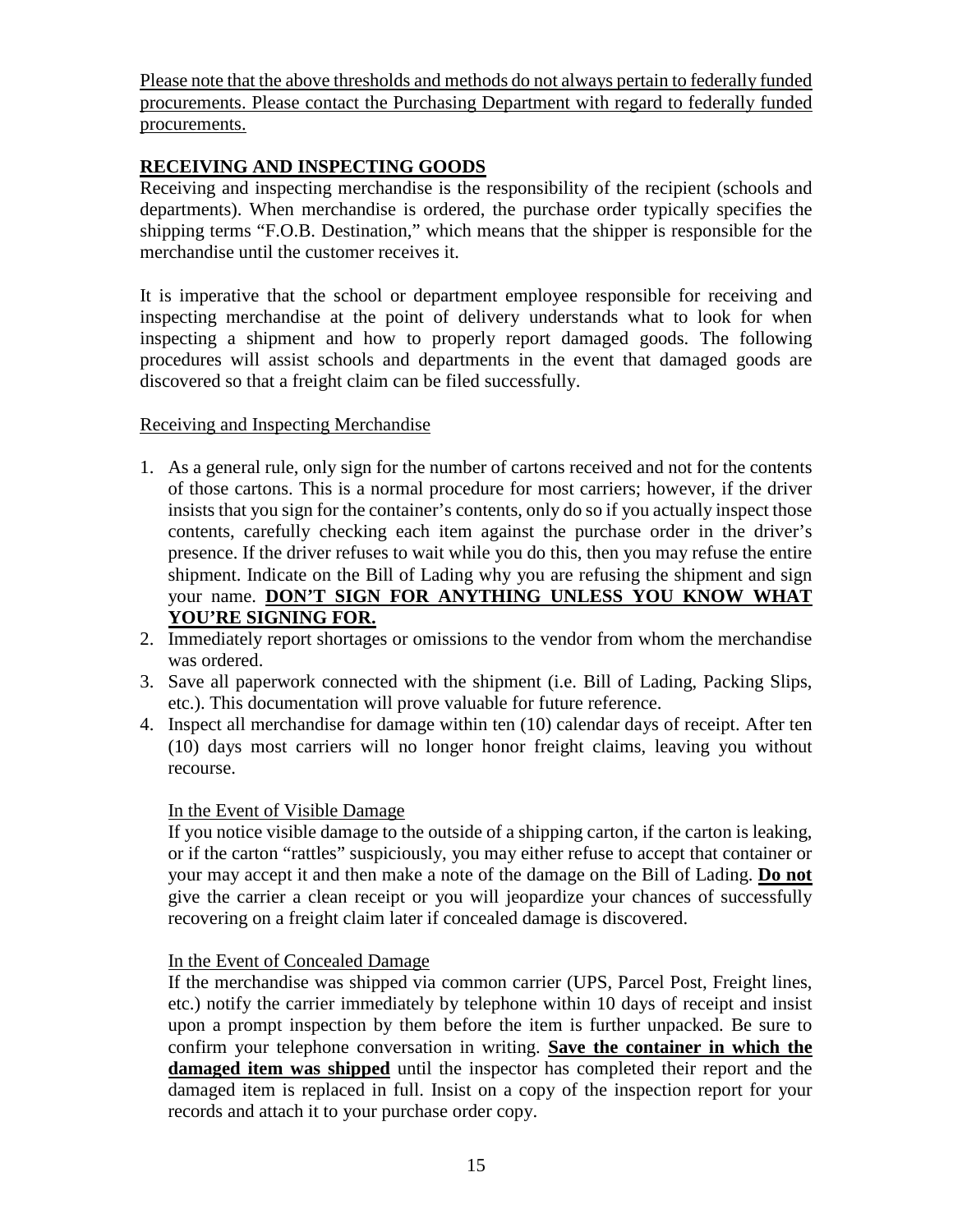Please note that the above thresholds and methods do not always pertain to federally funded procurements. Please contact the Purchasing Department with regard to federally funded procurements.

## RECEIVING AND INSPECTING GOODS

Receiving and inspecting merchandise is the responsibility of the recipient (schools and departments). When merchandise is ordered, the purchase order typically specifies the shipping terms "F.O.B. Destination," which means that the shipper is responsible for the merchandise until the customer receives it.

It is imperative that the school or department employee responsible for receiving and inspecting merchandise at the point of delivery understands what to look for when inspecting a shipment and how to properly report damaged goods. The following procedures will assist schools and departments in the event that damaged goods are discovered so that a freight claim can be filed successfully.

### Receiving and Inspecting Merchandise

1. As a general rule, only sign for the number of cartons received and not for the contents of those cartons. This is a normal procedure for most carriers; however, if the driver insists that you sign for the container's contents, only do so if you actually inspect those contents, carefully checking each item against the purchase order in the driver's presence. If the driver refuses to wait while you do this, then you may refuse the entire shipment. Indicate on the Bill of Lading why you are refusing the shipment and sign your name. **DON'T SIGN FOR ANYTHING UNLESS YOU KNOW WHAT YOU'RE SIGNING FOR.**
2. Immediately report shortages or omissions to the vendor from whom the merchandise was ordered.
3. Save all paperwork connected with the shipment (i.e. Bill of Lading, Packing Slips, etc.). This documentation will prove valuable for future reference.
4. Inspect all merchandise for damage within ten (10) calendar days of receipt. After ten (10) days most carriers will no longer honor freight claims, leaving you without recourse.

   In the Event of Visible Damage

   If you notice visible damage to the outside of a shipping carton, if the carton is leaking, or if the carton "rattles" suspiciously, you may either refuse to accept that container or your may accept it and then make a note of the damage on the Bill of Lading. **Do not** give the carrier a clean receipt or you will jeopardize your chances of successfully recovering on a freight claim later if concealed damage is discovered.

   In the Event of Concealed Damage

   If the merchandise was shipped via common carrier (UPS, Parcel Post, Freight lines, etc.) notify the carrier immediately by telephone within 10 days of receipt and insist upon a prompt inspection by them before the item is further unpacked. Be sure to confirm your telephone conversation in writing. **Save the container in which the damaged item was shipped** until the inspector has completed their report and the damaged item is replaced in full. Insist on a copy of the inspection report for your records and attach it to your purchase order copy.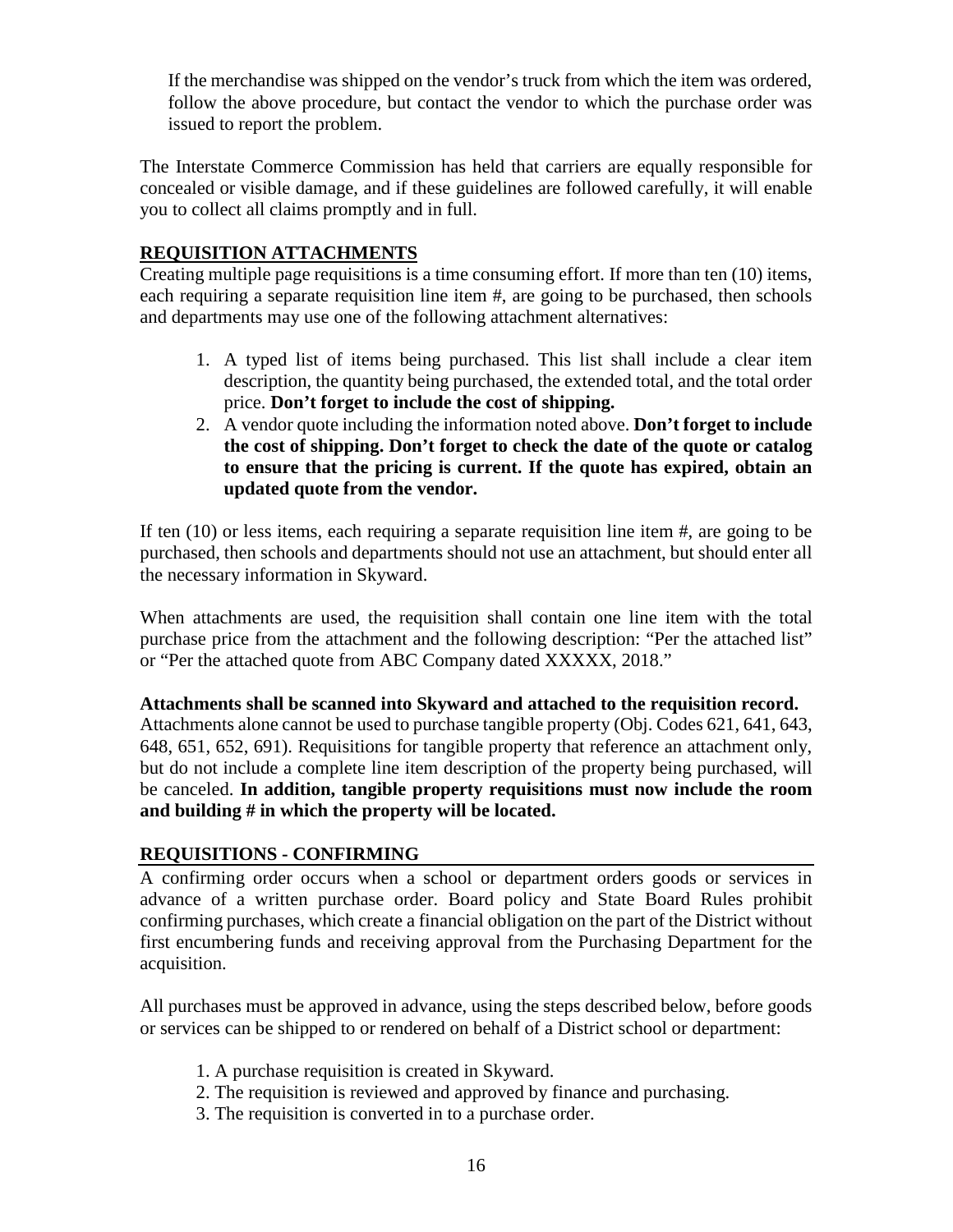If the merchandise was shipped on the vendor's truck from which the item was ordered, follow the above procedure, but contact the vendor to which the purchase order was issued to report the problem.

The Interstate Commerce Commission has held that carriers are equally responsible for concealed or visible damage, and if these guidelines are followed carefully, it will enable you to collect all claims promptly and in full.

## REQUISITION ATTACHMENTS

Creating multiple page requisitions is a time consuming effort. If more than ten (10) items, each requiring a separate requisition line item #, are going to be purchased, then schools and departments may use one of the following attachment alternatives:

1. A typed list of items being purchased. This list shall include a clear item description, the quantity being purchased, the extended total, and the total order price. **Don't forget to include the cost of shipping.**
2. A vendor quote including the information noted above. **Don't forget to include the cost of shipping. Don't forget to check the date of the quote or catalog to ensure that the pricing is current. If the quote has expired, obtain an updated quote from the vendor.**

If ten (10) or less items, each requiring a separate requisition line item #, are going to be purchased, then schools and departments should not use an attachment, but should enter all the necessary information in Skyward.

When attachments are used, the requisition shall contain one line item with the total purchase price from the attachment and the following description: "Per the attached list" or "Per the attached quote from ABC Company dated XXXXX, 2018."

**Attachments shall be scanned into Skyward and attached to the requisition record.** Attachments alone cannot be used to purchase tangible property (Obj. Codes 621, 641, 643, 648, 651, 652, 691). Requisitions for tangible property that reference an attachment only, but do not include a complete line item description of the property being purchased, will be canceled. **In addition, tangible property requisitions must now include the room and building # in which the property will be located.**

## REQUISITIONS - CONFIRMING

A confirming order occurs when a school or department orders goods or services in advance of a written purchase order. Board policy and State Board Rules prohibit confirming purchases, which create a financial obligation on the part of the District without first encumbering funds and receiving approval from the Purchasing Department for the acquisition.

All purchases must be approved in advance, using the steps described below, before goods or services can be shipped to or rendered on behalf of a District school or department:

1. A purchase requisition is created in Skyward.
2. The requisition is reviewed and approved by finance and purchasing.
3. The requisition is converted in to a purchase order.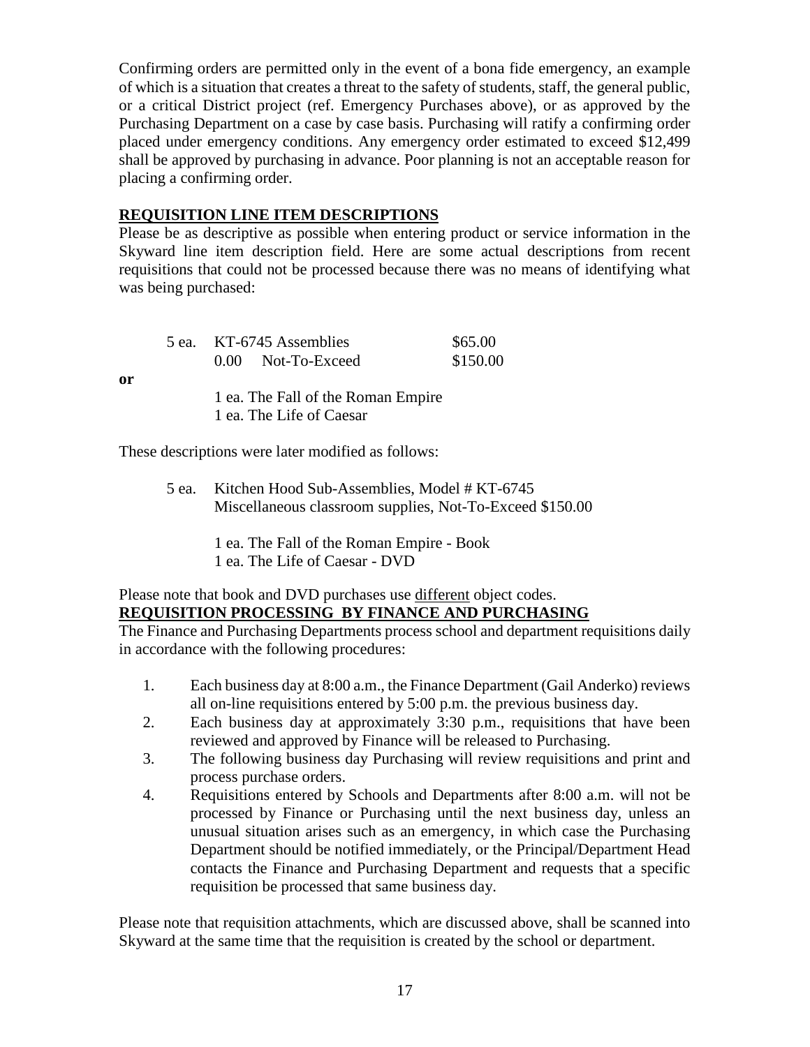Confirming orders are permitted only in the event of a bona fide emergency, an example of which is a situation that creates a threat to the safety of students, staff, the general public, or a critical District project (ref. Emergency Purchases above), or as approved by the Purchasing Department on a case by case basis. Purchasing will ratify a confirming order placed under emergency conditions. Any emergency order estimated to exceed $12,499 shall be approved by purchasing in advance. Poor planning is not an acceptable reason for placing a confirming order.

## REQUISITION LINE ITEM DESCRIPTIONS

Please be as descriptive as possible when entering product or service information in the Skyward line item description field. Here are some actual descriptions from recent requisitions that could not be processed because there was no means of identifying what was being purchased:

| | | |
|---|---|---|
| 5 ea. | KT-6745 Assemblies | $65.00 |
| | 0.00 Not-To-Exceed | $150.00 |

**or**

1 ea. The Fall of the Roman Empire
1 ea. The Life of Caesar

These descriptions were later modified as follows:

5 ea. Kitchen Hood Sub-Assemblies, Model # KT-6745
Miscellaneous classroom supplies, Not-To-Exceed $150.00

1 ea. The Fall of the Roman Empire - Book
1 ea. The Life of Caesar - DVD

Please note that book and DVD purchases use <u>different</u> object codes.

## REQUISITION PROCESSING BY FINANCE AND PURCHASING

The Finance and Purchasing Departments process school and department requisitions daily in accordance with the following procedures:

1. Each business day at 8:00 a.m., the Finance Department (Gail Anderko) reviews all on-line requisitions entered by 5:00 p.m. the previous business day.
2. Each business day at approximately 3:30 p.m., requisitions that have been reviewed and approved by Finance will be released to Purchasing.
3. The following business day Purchasing will review requisitions and print and process purchase orders.
4. Requisitions entered by Schools and Departments after 8:00 a.m. will not be processed by Finance or Purchasing until the next business day, unless an unusual situation arises such as an emergency, in which case the Purchasing Department should be notified immediately, or the Principal/Department Head contacts the Finance and Purchasing Department and requests that a specific requisition be processed that same business day.

Please note that requisition attachments, which are discussed above, shall be scanned into Skyward at the same time that the requisition is created by the school or department.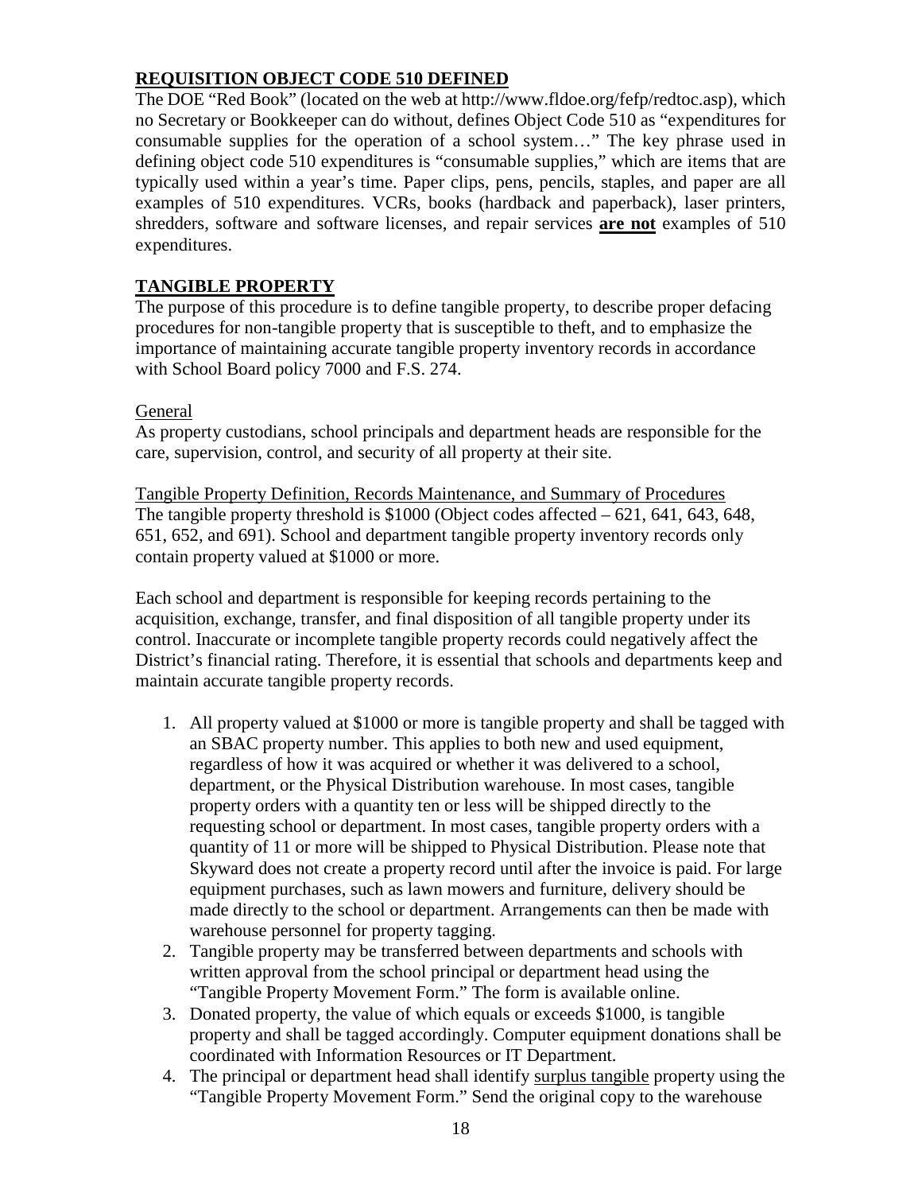## **REQUISITION OBJECT CODE 510 DEFINED**

The DOE "Red Book" (located on the web at http://www.fldoe.org/fefp/redtoc.asp), which no Secretary or Bookkeeper can do without, defines Object Code 510 as "expenditures for consumable supplies for the operation of a school system…" The key phrase used in defining object code 510 expenditures is "consumable supplies," which are items that are typically used within a year's time. Paper clips, pens, pencils, staples, and paper are all examples of 510 expenditures. VCRs, books (hardback and paperback), laser printers, shredders, software and software licenses, and repair services **are not** examples of 510 expenditures.

## **TANGIBLE PROPERTY**

The purpose of this procedure is to define tangible property, to describe proper defacing procedures for non-tangible property that is susceptible to theft, and to emphasize the importance of maintaining accurate tangible property inventory records in accordance with School Board policy 7000 and F.S. 274.

General

As property custodians, school principals and department heads are responsible for the care, supervision, control, and security of all property at their site.

Tangible Property Definition, Records Maintenance, and Summary of Procedures

The tangible property threshold is $1000 (Object codes affected – 621, 641, 643, 648, 651, 652, and 691). School and department tangible property inventory records only contain property valued at $1000 or more.

Each school and department is responsible for keeping records pertaining to the acquisition, exchange, transfer, and final disposition of all tangible property under its control. Inaccurate or incomplete tangible property records could negatively affect the District's financial rating. Therefore, it is essential that schools and departments keep and maintain accurate tangible property records.

1. All property valued at $1000 or more is tangible property and shall be tagged with an SBAC property number. This applies to both new and used equipment, regardless of how it was acquired or whether it was delivered to a school, department, or the Physical Distribution warehouse. In most cases, tangible property orders with a quantity ten or less will be shipped directly to the requesting school or department. In most cases, tangible property orders with a quantity of 11 or more will be shipped to Physical Distribution. Please note that Skyward does not create a property record until after the invoice is paid. For large equipment purchases, such as lawn mowers and furniture, delivery should be made directly to the school or department. Arrangements can then be made with warehouse personnel for property tagging.
2. Tangible property may be transferred between departments and schools with written approval from the school principal or department head using the "Tangible Property Movement Form." The form is available online.
3. Donated property, the value of which equals or exceeds $1000, is tangible property and shall be tagged accordingly. Computer equipment donations shall be coordinated with Information Resources or IT Department.
4. The principal or department head shall identify surplus tangible property using the "Tangible Property Movement Form." Send the original copy to the warehouse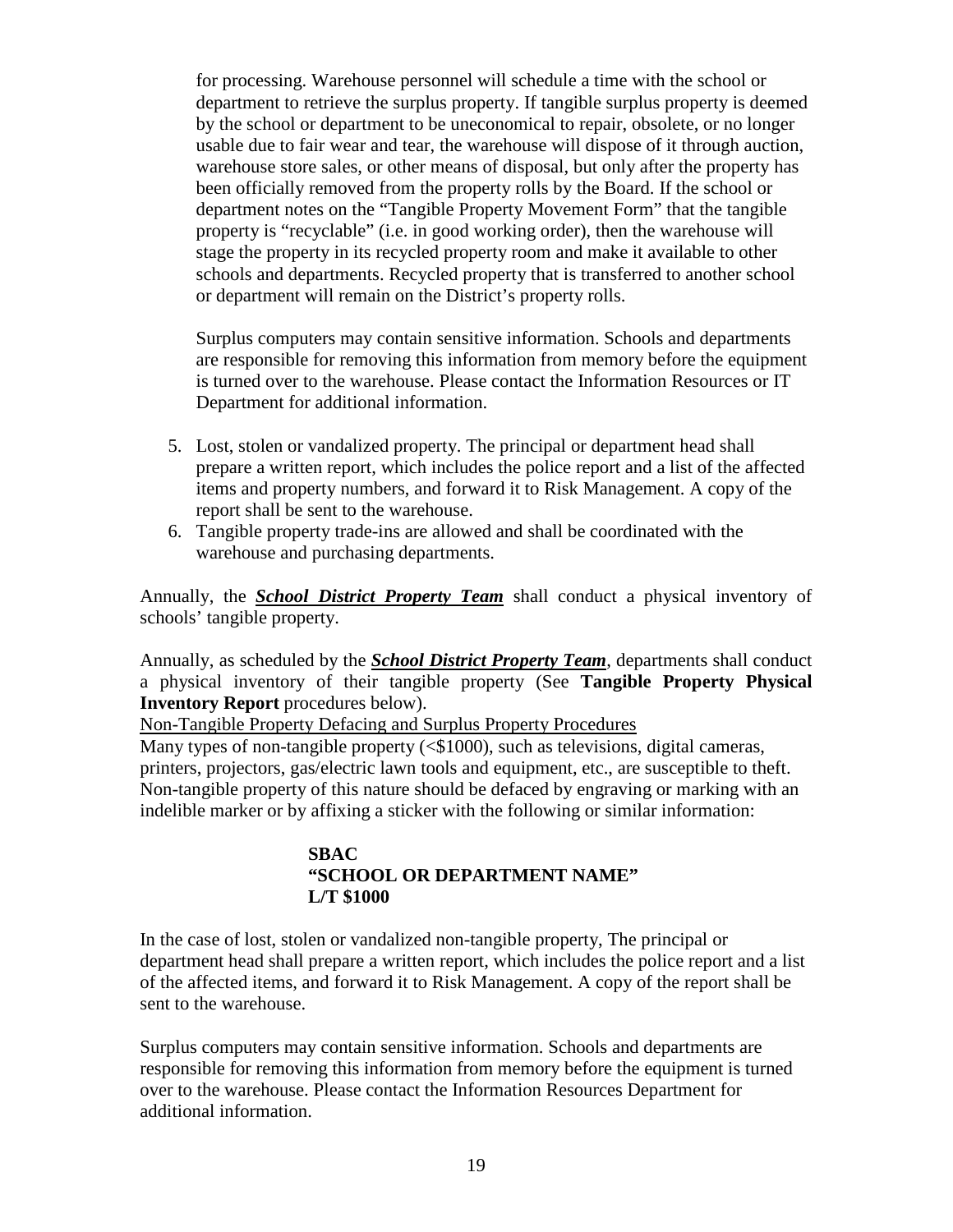for processing. Warehouse personnel will schedule a time with the school or department to retrieve the surplus property. If tangible surplus property is deemed by the school or department to be uneconomical to repair, obsolete, or no longer usable due to fair wear and tear, the warehouse will dispose of it through auction, warehouse store sales, or other means of disposal, but only after the property has been officially removed from the property rolls by the Board. If the school or department notes on the "Tangible Property Movement Form" that the tangible property is "recyclable" (i.e. in good working order), then the warehouse will stage the property in its recycled property room and make it available to other schools and departments. Recycled property that is transferred to another school or department will remain on the District's property rolls.

Surplus computers may contain sensitive information. Schools and departments are responsible for removing this information from memory before the equipment is turned over to the warehouse. Please contact the Information Resources or IT Department for additional information.

5. Lost, stolen or vandalized property. The principal or department head shall prepare a written report, which includes the police report and a list of the affected items and property numbers, and forward it to Risk Management. A copy of the report shall be sent to the warehouse.
6. Tangible property trade-ins are allowed and shall be coordinated with the warehouse and purchasing departments.

Annually, the ***School District Property Team*** shall conduct a physical inventory of schools' tangible property.

Annually, as scheduled by the ***School District Property Team***, departments shall conduct a physical inventory of their tangible property (See **Tangible Property Physical Inventory Report** procedures below).

Non-Tangible Property Defacing and Surplus Property Procedures

Many types of non-tangible property (<$1000), such as televisions, digital cameras, printers, projectors, gas/electric lawn tools and equipment, etc., are susceptible to theft. Non-tangible property of this nature should be defaced by engraving or marking with an indelible marker or by affixing a sticker with the following or similar information:

**SBAC**
**"SCHOOL OR DEPARTMENT NAME"**
**L/T $1000**

In the case of lost, stolen or vandalized non-tangible property, The principal or department head shall prepare a written report, which includes the police report and a list of the affected items, and forward it to Risk Management. A copy of the report shall be sent to the warehouse.

Surplus computers may contain sensitive information. Schools and departments are responsible for removing this information from memory before the equipment is turned over to the warehouse. Please contact the Information Resources Department for additional information.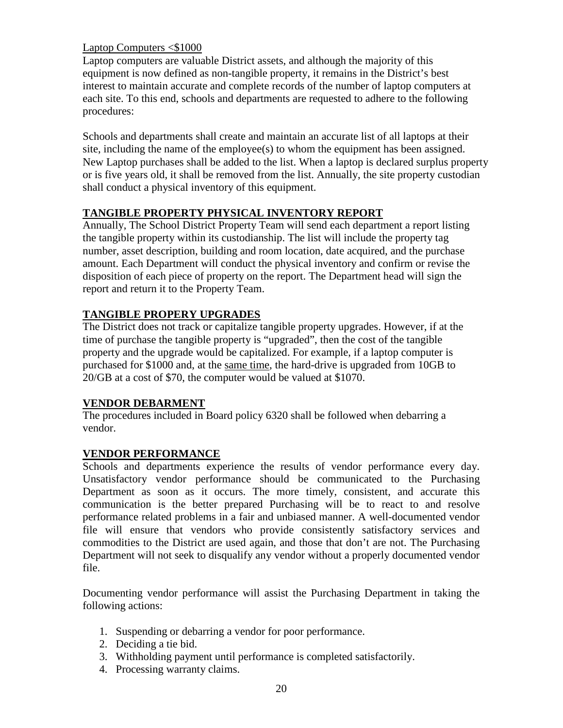Laptop Computers <$1000

Laptop computers are valuable District assets, and although the majority of this equipment is now defined as non-tangible property, it remains in the District's best interest to maintain accurate and complete records of the number of laptop computers at each site. To this end, schools and departments are requested to adhere to the following procedures:

Schools and departments shall create and maintain an accurate list of all laptops at their site, including the name of the employee(s) to whom the equipment has been assigned. New Laptop purchases shall be added to the list. When a laptop is declared surplus property or is five years old, it shall be removed from the list. Annually, the site property custodian shall conduct a physical inventory of this equipment.

## TANGIBLE PROPERTY PHYSICAL INVENTORY REPORT

Annually, The School District Property Team will send each department a report listing the tangible property within its custodianship. The list will include the property tag number, asset description, building and room location, date acquired, and the purchase amount. Each Department will conduct the physical inventory and confirm or revise the disposition of each piece of property on the report. The Department head will sign the report and return it to the Property Team.

## TANGIBLE PROPERY UPGRADES

The District does not track or capitalize tangible property upgrades. However, if at the time of purchase the tangible property is "upgraded", then the cost of the tangible property and the upgrade would be capitalized. For example, if a laptop computer is purchased for $1000 and, at the same time, the hard-drive is upgraded from 10GB to 20/GB at a cost of $70, the computer would be valued at $1070.

## VENDOR DEBARMENT

The procedures included in Board policy 6320 shall be followed when debarring a vendor.

## VENDOR PERFORMANCE

Schools and departments experience the results of vendor performance every day. Unsatisfactory vendor performance should be communicated to the Purchasing Department as soon as it occurs. The more timely, consistent, and accurate this communication is the better prepared Purchasing will be to react to and resolve performance related problems in a fair and unbiased manner. A well-documented vendor file will ensure that vendors who provide consistently satisfactory services and commodities to the District are used again, and those that don't are not. The Purchasing Department will not seek to disqualify any vendor without a properly documented vendor file.

Documenting vendor performance will assist the Purchasing Department in taking the following actions:

1. Suspending or debarring a vendor for poor performance.
2. Deciding a tie bid.
3. Withholding payment until performance is completed satisfactorily.
4. Processing warranty claims.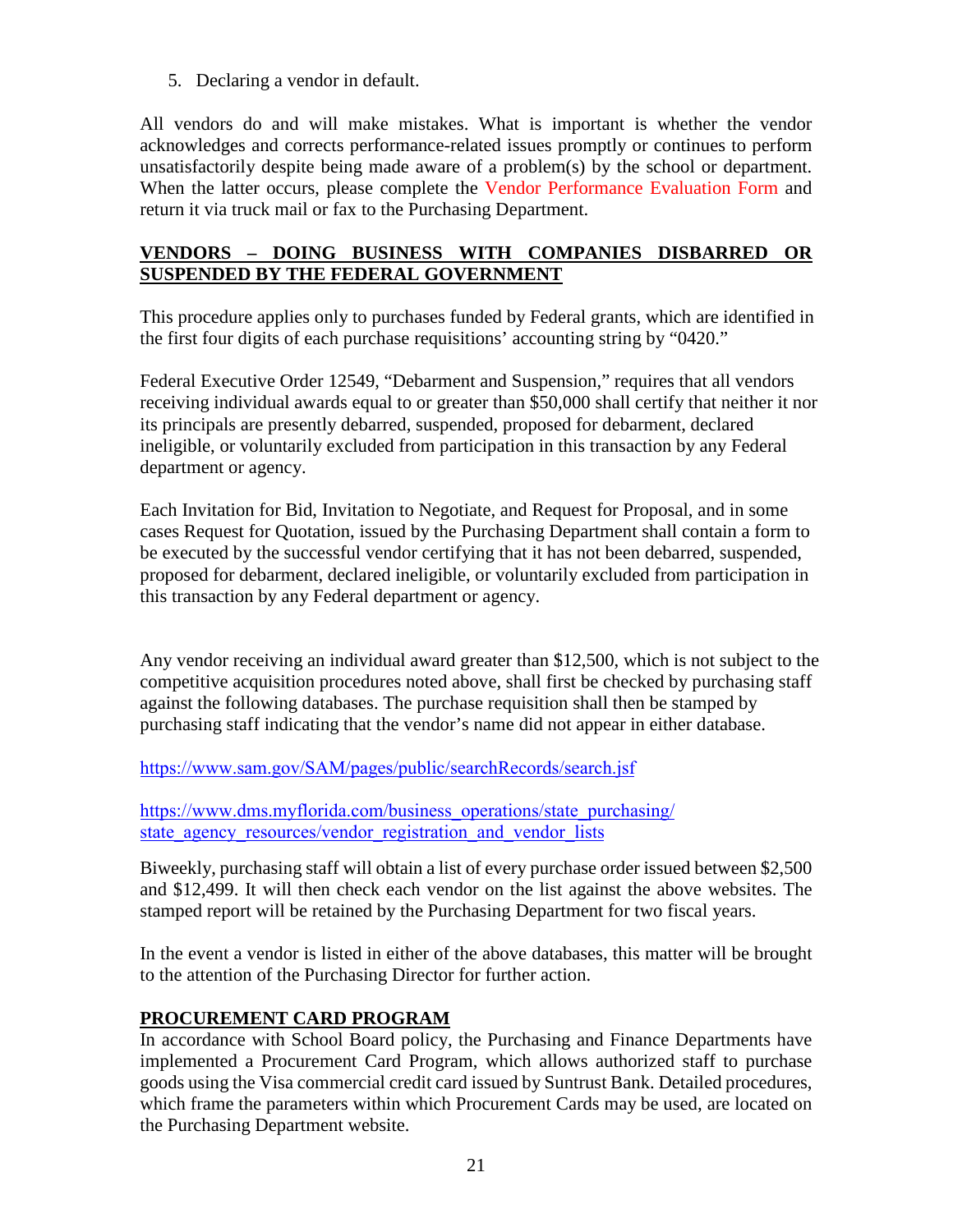5. Declaring a vendor in default.

All vendors do and will make mistakes. What is important is whether the vendor acknowledges and corrects performance-related issues promptly or continues to perform unsatisfactorily despite being made aware of a problem(s) by the school or department. When the latter occurs, please complete the Vendor Performance Evaluation Form and return it via truck mail or fax to the Purchasing Department.

## VENDORS – DOING BUSINESS WITH COMPANIES DISBARRED OR SUSPENDED BY THE FEDERAL GOVERNMENT

This procedure applies only to purchases funded by Federal grants, which are identified in the first four digits of each purchase requisitions' accounting string by "0420."

Federal Executive Order 12549, "Debarment and Suspension," requires that all vendors receiving individual awards equal to or greater than $50,000 shall certify that neither it nor its principals are presently debarred, suspended, proposed for debarment, declared ineligible, or voluntarily excluded from participation in this transaction by any Federal department or agency.

Each Invitation for Bid, Invitation to Negotiate, and Request for Proposal, and in some cases Request for Quotation, issued by the Purchasing Department shall contain a form to be executed by the successful vendor certifying that it has not been debarred, suspended, proposed for debarment, declared ineligible, or voluntarily excluded from participation in this transaction by any Federal department or agency.

Any vendor receiving an individual award greater than $12,500, which is not subject to the competitive acquisition procedures noted above, shall first be checked by purchasing staff against the following databases. The purchase requisition shall then be stamped by purchasing staff indicating that the vendor's name did not appear in either database.

https://www.sam.gov/SAM/pages/public/searchRecords/search.jsf

https://www.dms.myflorida.com/business_operations/state_purchasing/state_agency_resources/vendor_registration_and_vendor_lists

Biweekly, purchasing staff will obtain a list of every purchase order issued between $2,500 and $12,499. It will then check each vendor on the list against the above websites. The stamped report will be retained by the Purchasing Department for two fiscal years.

In the event a vendor is listed in either of the above databases, this matter will be brought to the attention of the Purchasing Director for further action.

## PROCUREMENT CARD PROGRAM

In accordance with School Board policy, the Purchasing and Finance Departments have implemented a Procurement Card Program, which allows authorized staff to purchase goods using the Visa commercial credit card issued by Suntrust Bank. Detailed procedures, which frame the parameters within which Procurement Cards may be used, are located on the Purchasing Department website.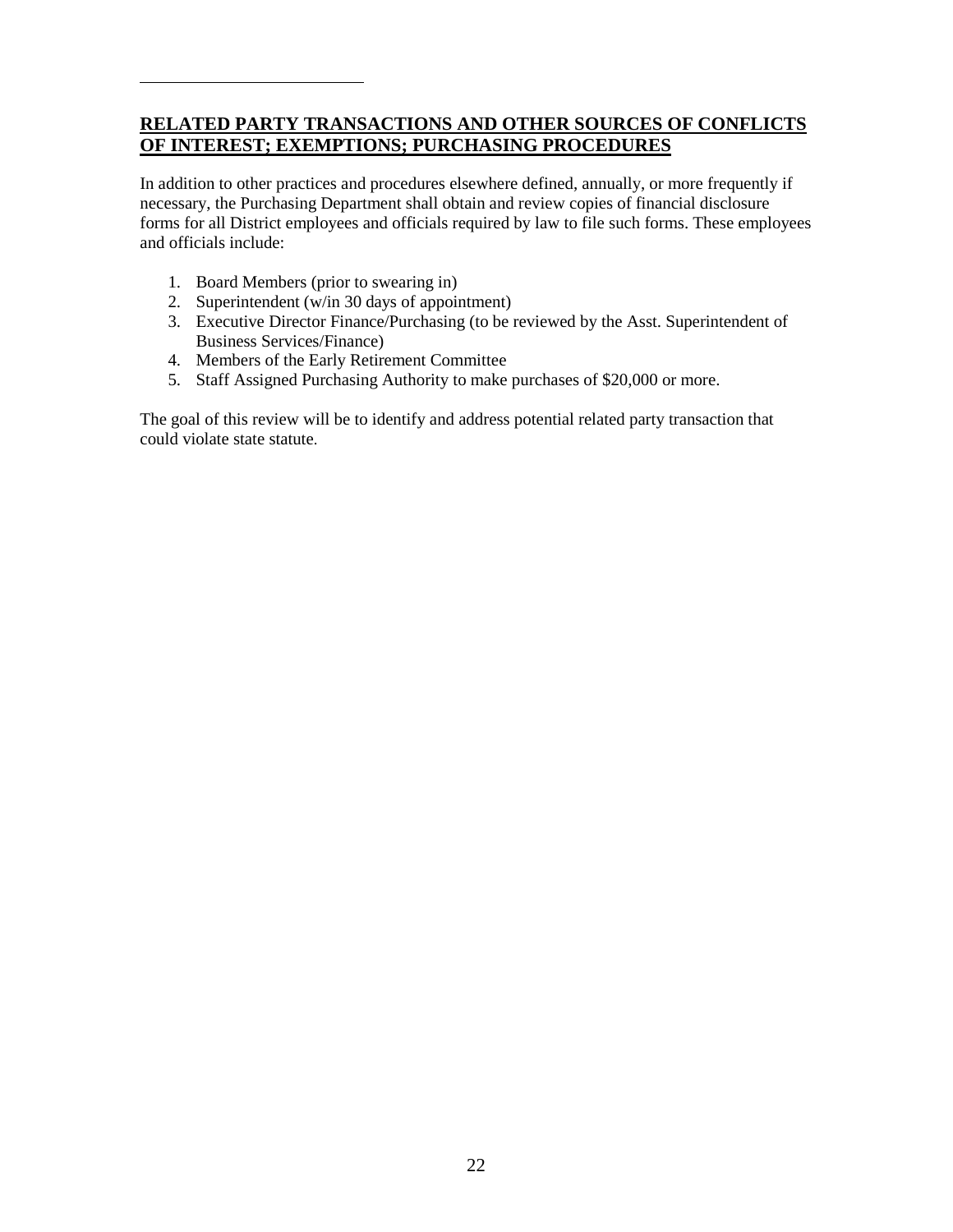## RELATED PARTY TRANSACTIONS AND OTHER SOURCES OF CONFLICTS OF INTEREST; EXEMPTIONS; PURCHASING PROCEDURES

In addition to other practices and procedures elsewhere defined, annually, or more frequently if necessary, the Purchasing Department shall obtain and review copies of financial disclosure forms for all District employees and officials required by law to file such forms. These employees and officials include:

1. Board Members (prior to swearing in)
2. Superintendent (w/in 30 days of appointment)
3. Executive Director Finance/Purchasing (to be reviewed by the Asst. Superintendent of Business Services/Finance)
4. Members of the Early Retirement Committee
5. Staff Assigned Purchasing Authority to make purchases of $20,000 or more.

The goal of this review will be to identify and address potential related party transaction that could violate state statute.